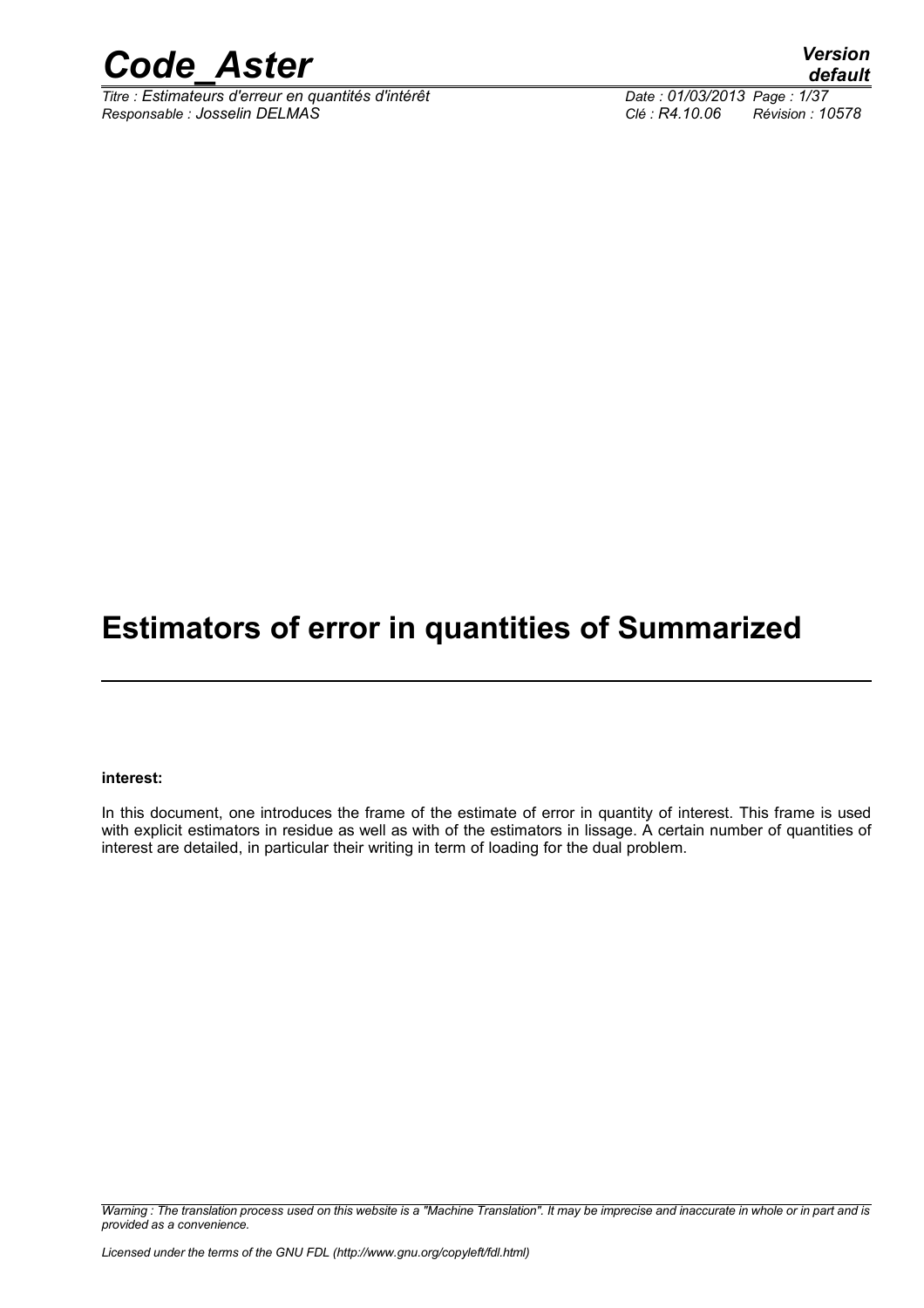# Estimators of error in quantities of Summarized

---

**interest:**

In this document, one introduces the frame of the estimate of error in quantity of interest. This frame is used with explicit estimators in residue as well as with of the estimators in lissage. A certain number of quantities of interest are detailed, in particular their writing in term of loading for the dual problem.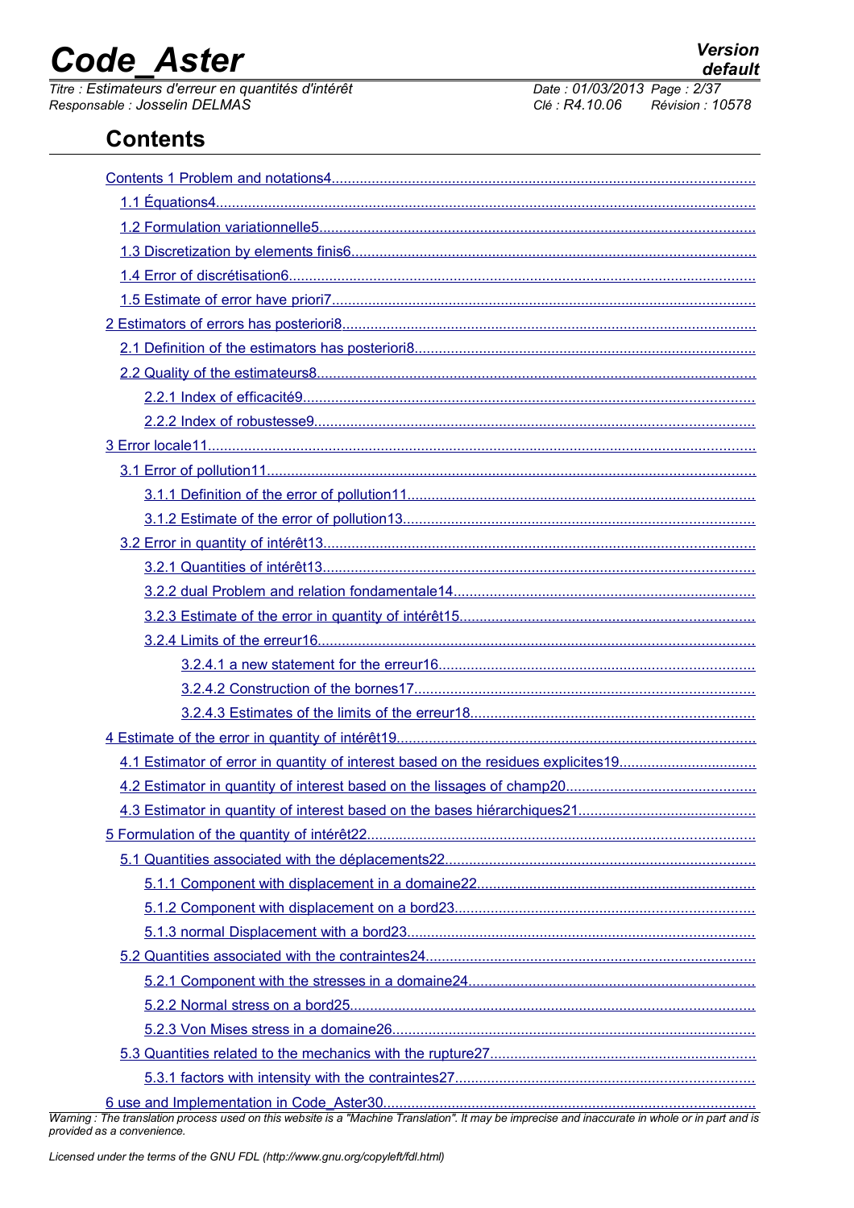# Contents

- Contents 1 Problem and notations4
  - 1.1 Équations4
  - 1.2 Formulation variationnelle5
  - 1.3 Discretization by elements finis6
  - 1.4 Error of discrétisation6
  - 1.5 Estimate of error have priori7
- 2 Estimators of errors has posteriori8
  - 2.1 Definition of the estimators has posteriori8
  - 2.2 Quality of the estimateurs8
    - 2.2.1 Index of efficacité9
    - 2.2.2 Index of robustesse9
- 3 Error locale11
  - 3.1 Error of pollution11
    - 3.1.1 Definition of the error of pollution11
    - 3.1.2 Estimate of the error of pollution13
  - 3.2 Error in quantity of intérêt13
    - 3.2.1 Quantities of intérêt13
    - 3.2.2 dual Problem and relation fondamentale14
    - 3.2.3 Estimate of the error in quantity of intérêt15
    - 3.2.4 Limits of the erreur16
      - 3.2.4.1 a new statement for the erreur16
      - 3.2.4.2 Construction of the bornes17
      - 3.2.4.3 Estimates of the limits of the erreur18
- 4 Estimate of the error in quantity of intérêt19
  - 4.1 Estimator of error in quantity of interest based on the residues explicites19
  - 4.2 Estimator in quantity of interest based on the lissages of champ20
  - 4.3 Estimator in quantity of interest based on the bases hiérarchiques21
- 5 Formulation of the quantity of intérêt22
  - 5.1 Quantities associated with the déplacements22
    - 5.1.1 Component with displacement in a domaine22
    - 5.1.2 Component with displacement on a bord23
    - 5.1.3 normal Displacement with a bord23
  - 5.2 Quantities associated with the contraintes24
    - 5.2.1 Component with the stresses in a domaine24
    - 5.2.2 Normal stress on a bord25
    - 5.2.3 Von Mises stress in a domaine26
  - 5.3 Quantities related to the mechanics with the rupture27
    - 5.3.1 factors with intensity with the contraintes27
- 6 use and Implementation in Code_Aster30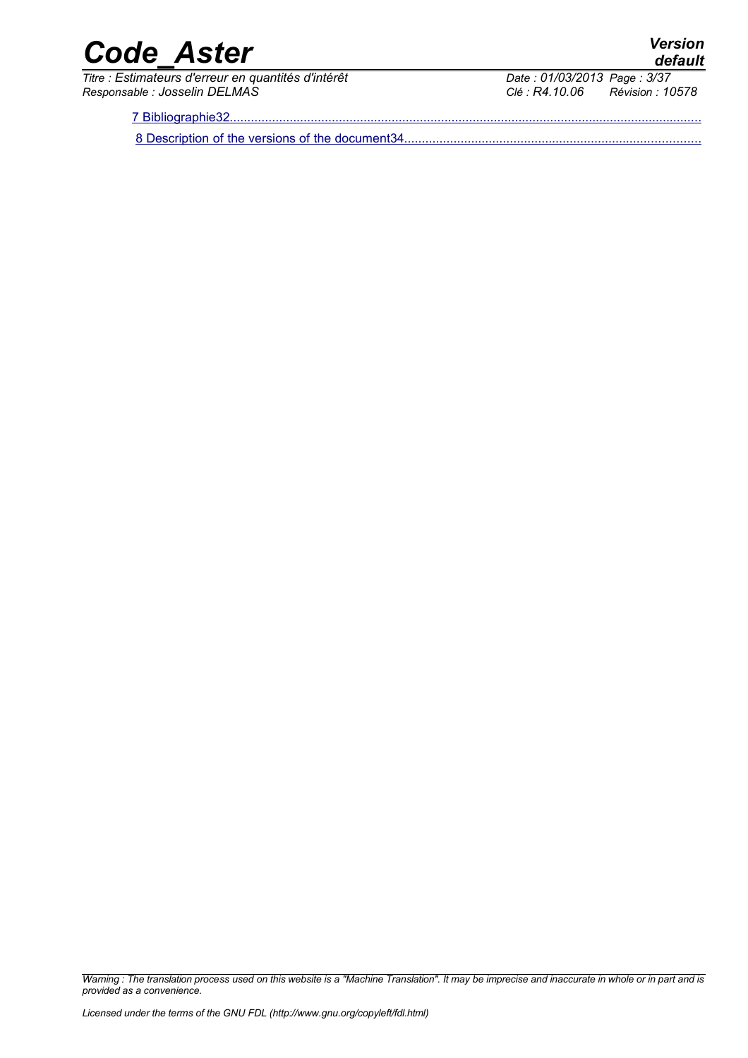7 Bibliographie32

8 Description of the versions of the document34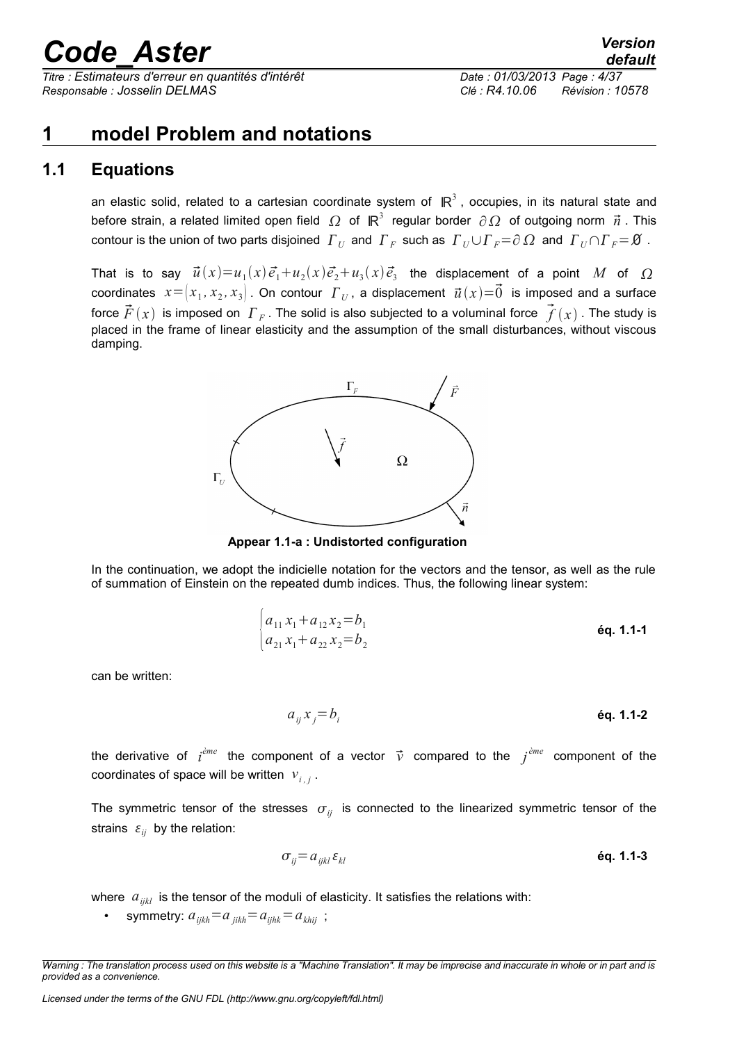# 1 model Problem and notations

## 1.1 Equations

an elastic solid, related to a cartesian coordinate system of $\mathbb{R}^3$, occupies, in its natural state and before strain, a related limited open field $\Omega$ of $\mathbb{R}^3$ regular border $\partial\Omega$ of outgoing norm $\vec{n}$. This contour is the union of two parts disjoined $\Gamma_U$ and $\Gamma_F$ such as $\Gamma_U \cup \Gamma_F = \partial\Omega$ and $\Gamma_U \cap \Gamma_F = \emptyset$.

That is to say $\vec{u}(x) = u_1(x)\vec{e}_1 + u_2(x)\vec{e}_2 + u_3(x)\vec{e}_3$ the displacement of a point $M$ of $\Omega$ coordinates $x = (x_1, x_2, x_3)$. On contour $\Gamma_U$, a displacement $\vec{u}(x) = \vec{0}$ is imposed and a surface force $\vec{F}(x)$ is imposed on $\Gamma_F$. The solid is also subjected to a voluminal force $\vec{f}(x)$. The study is placed in the frame of linear elasticity and the assumption of the small disturbances, without viscous damping.

Appear 1.1-a : Undistorted configuration

In the continuation, we adopt the indicielle notation for the vectors and the tensor, as well as the rule of summation of Einstein on the repeated dumb indices. Thus, the following linear system:

$$\begin{cases} a_{11}x_1 + a_{12}x_2 = b_1 \\ a_{21}x_1 + a_{22}x_2 = b_2 \end{cases} \quad \textbf{éq. 1.1-1}$$

can be written:

$$a_{ij}x_j = b_i \quad \textbf{éq. 1.1-2}$$

the derivative of $i^{ème}$ the component of a vector $\vec{v}$ compared to the $j^{ème}$ component of the coordinates of space will be written $v_{i,j}$.

The symmetric tensor of the stresses $\sigma_{ij}$ is connected to the linearized symmetric tensor of the strains $\varepsilon_{ij}$ by the relation:

$$\sigma_{ij} = a_{ijkl}\varepsilon_{kl} \quad \textbf{éq. 1.1-3}$$

where $a_{ijkl}$ is the tensor of the moduli of elasticity. It satisfies the relations with:

- symmetry: $a_{ijkh} = a_{jikh} = a_{ijhk} = a_{khij}$ ;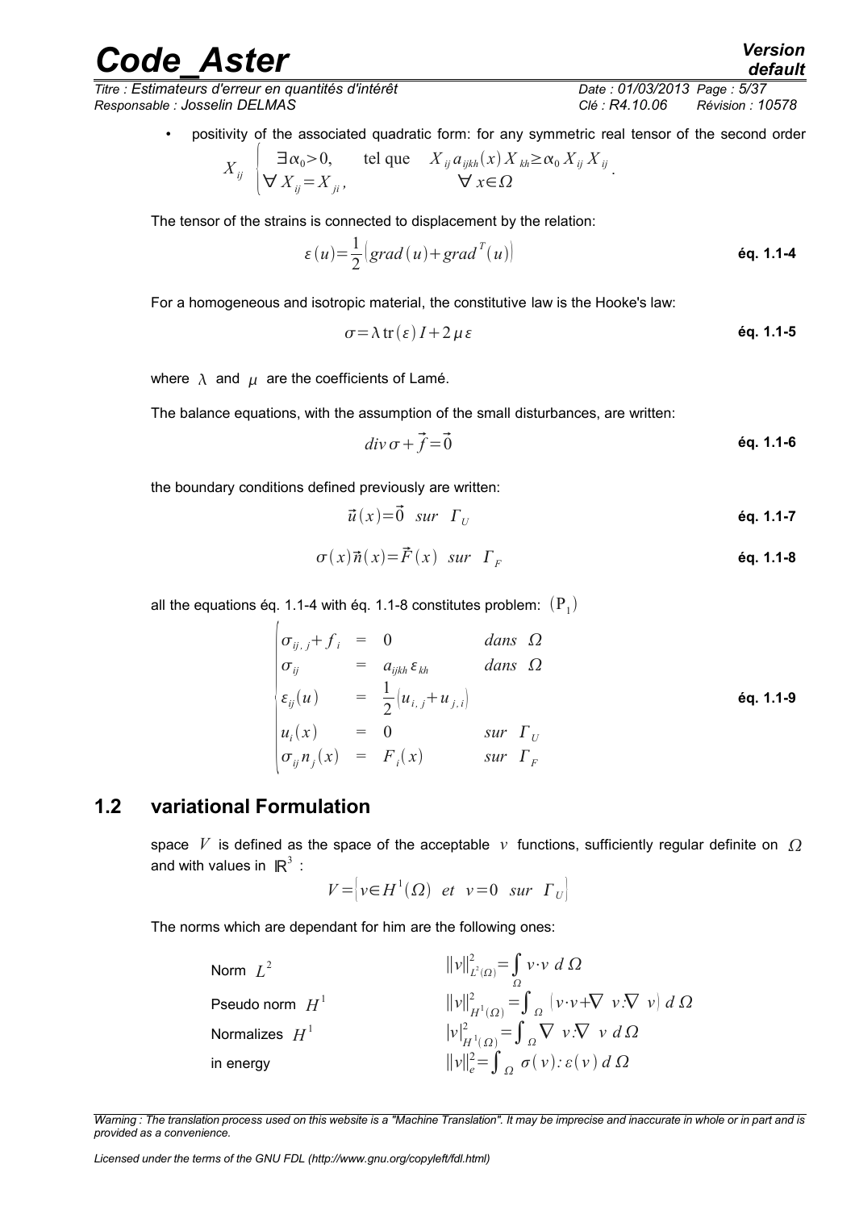- positivity of the associated quadratic form: for any symmetric real tensor of the second order $X_{ij}$ $\begin{cases} \exists \alpha_0 > 0, & \text{tel que} \quad X_{ij} a_{ijkh}(x) X_{kh} \geq \alpha_0 X_{ij} X_{ij} \\ \forall X_{ij} = X_{ji}, & \forall x \in \Omega \end{cases}$.

The tensor of the strains is connected to displacement by the relation:

$$\varepsilon(u) = \frac{1}{2}\left(grad(u) + grad^T(u)\right) \qquad \textbf{éq. 1.1-4}$$

For a homogeneous and isotropic material, the constitutive law is the Hooke's law:

$$\sigma = \lambda \operatorname{tr}(\varepsilon) I + 2\mu\varepsilon \qquad \textbf{éq. 1.1-5}$$

where $\lambda$ and $\mu$ are the coefficients of Lamé.

The balance equations, with the assumption of the small disturbances, are written:

$$div\,\sigma + \vec{f} = \vec{0} \qquad \textbf{éq. 1.1-6}$$

the boundary conditions defined previously are written:

$$\vec{u}(x) = \vec{0} \quad sur \quad \Gamma_U \qquad \textbf{éq. 1.1-7}$$

$$\sigma(x)\vec{n}(x) = \vec{F}(x) \quad sur \quad \Gamma_F \qquad \textbf{éq. 1.1-8}$$

all the equations éq. 1.1-4 with éq. 1.1-8 constitutes problem: $(\mathrm{P}_1)$

$$\begin{cases} \sigma_{ij,j} + f_i & = & 0 & dans \quad \Omega \\ \sigma_{ij} & = & a_{ijkh}\,\varepsilon_{kh} & dans \quad \Omega \\ \varepsilon_{ij}(u) & = & \frac{1}{2}\left(u_{i,j} + u_{j,i}\right) & \\ u_i(x) & = & 0 & sur \quad \Gamma_U \\ \sigma_{ij} n_j(x) & = & F_i(x) & sur \quad \Gamma_F \end{cases} \qquad \textbf{éq. 1.1-9}$$

## 1.2 variational Formulation

space $V$ is defined as the space of the acceptable $v$ functions, sufficiently regular definite on $\Omega$ and with values in $\mathbb{R}^3$ :

$$V = \left\{ v \in H^1(\Omega) \quad et \quad v = 0 \quad sur \quad \Gamma_U \right\}$$

The norms which are dependant for him are the following ones:

| | |
|---|---|
| Norm $L^2$ | $\lVert v \rVert^2_{L^2(\Omega)} = \int_\Omega v \cdot v \; d\,\Omega$ |
| Pseudo norm $H^1$ | $\lVert v \rVert^2_{H^1(\Omega)} = \int_\Omega \left(v \cdot v + \nabla\, v : \nabla\, v\right) d\,\Omega$ |
| Normalizes $H^1$ | $\lvert v \rvert^2_{H^1(\Omega)} = \int_\Omega \nabla\, v : \nabla\, v \; d\,\Omega$ |
| in energy | $\lVert v \rVert^2_e = \int_\Omega \sigma(v) : \varepsilon(v) \; d\,\Omega$ |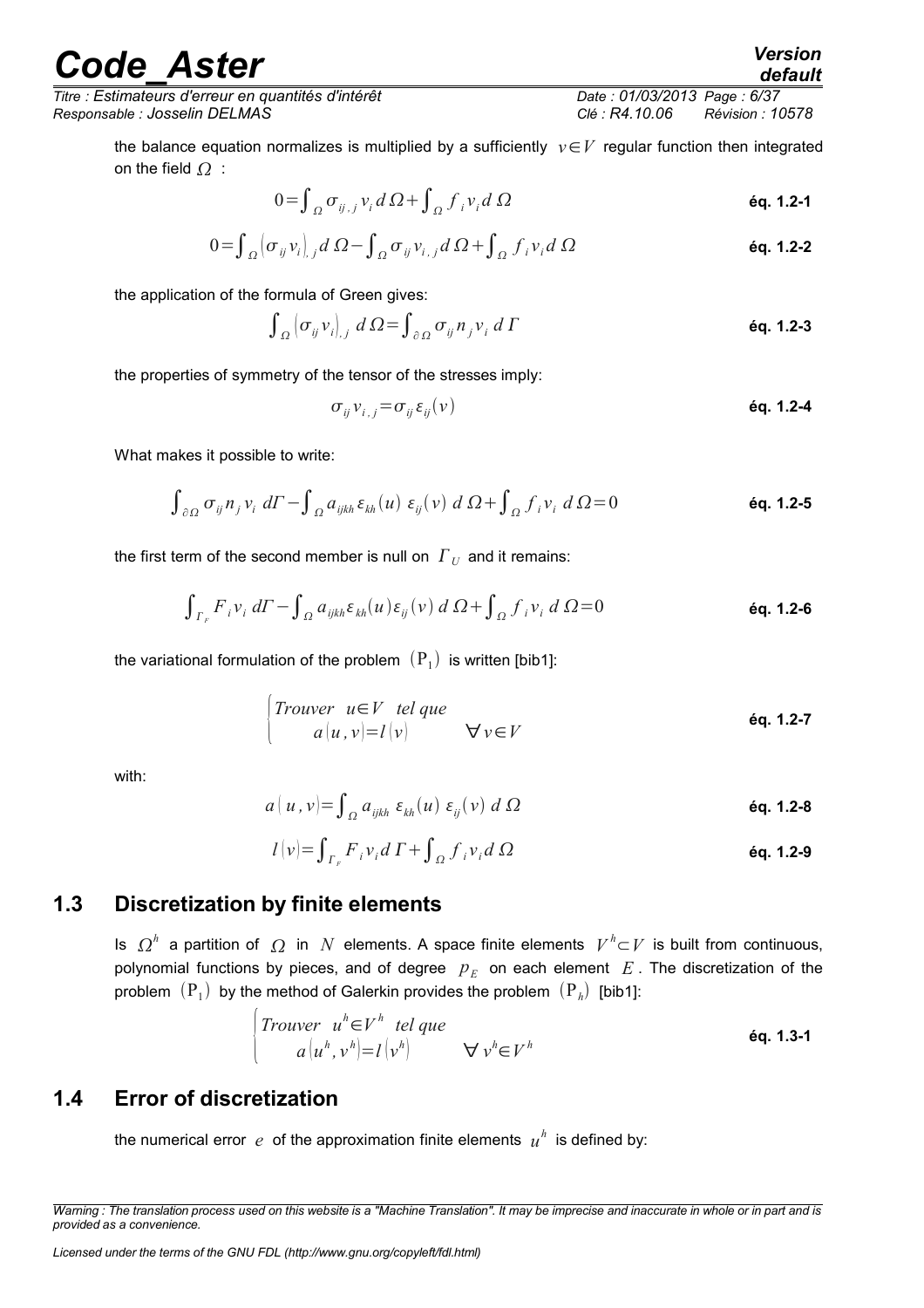the balance equation normalizes is multiplied by a sufficiently $v \in V$ regular function then integrated on the field $\Omega$ :

$$0=\int_{\Omega} \sigma_{ij,j} v_i \, d\Omega + \int_{\Omega} f_i v_i \, d\Omega \qquad \text{éq. 1.2-1}$$

$$0=\int_{\Omega} \left(\sigma_{ij} v_i\right)_{,j} d\Omega - \int_{\Omega} \sigma_{ij} v_{i,j} \, d\Omega + \int_{\Omega} f_i v_i \, d\Omega \qquad \text{éq. 1.2-2}$$

the application of the formula of Green gives:

$$\int_{\Omega} \left(\sigma_{ij} v_i\right)_{,j} \, d\Omega = \int_{\partial\Omega} \sigma_{ij} n_j v_i \, d\Gamma \qquad \text{éq. 1.2-3}$$

the properties of symmetry of the tensor of the stresses imply:

$$\sigma_{ij} v_{i,j} = \sigma_{ij} \varepsilon_{ij}(v) \qquad \text{éq. 1.2-4}$$

What makes it possible to write:

$$\int_{\partial\Omega} \sigma_{ij} n_j v_i \, d\Gamma - \int_{\Omega} a_{ijkh} \varepsilon_{kh}(u) \, \varepsilon_{ij}(v) \, d\Omega + \int_{\Omega} f_i v_i \, d\Omega = 0 \qquad \text{éq. 1.2-5}$$

the first term of the second member is null on $\Gamma_U$ and it remains:

$$\int_{\Gamma_F} F_i v_i \, d\Gamma - \int_{\Omega} a_{ijkh} \varepsilon_{kh}(u) \varepsilon_{ij}(v) \, d\Omega + \int_{\Omega} f_i v_i \, d\Omega = 0 \qquad \text{éq. 1.2-6}$$

the variational formulation of the problem $(\mathrm{P}_1)$ is written [bib1]:

$$\begin{cases} \text{Trouver } \; u \in V \; \text{ tel que} \\ \quad a(u,v) = l(v) \qquad \forall \, v \in V \end{cases} \qquad \text{éq. 1.2-7}$$

with:

$$a(u,v) = \int_{\Omega} a_{ijkh} \, \varepsilon_{kh}(u) \, \varepsilon_{ij}(v) \, d\Omega \qquad \text{éq. 1.2-8}$$

$$l(v) = \int_{\Gamma_F} F_i v_i \, d\Gamma + \int_{\Omega} f_i v_i \, d\Omega \qquad \text{éq. 1.2-9}$$

## 1.3 Discretization by finite elements

Is $\Omega^h$ a partition of $\Omega$ in $N$ elements. A space finite elements $V^h \subset V$ is built from continuous, polynomial functions by pieces, and of degree $p_E$ on each element $E$. The discretization of the problem $(\mathrm{P}_1)$ by the method of Galerkin provides the problem $(\mathrm{P}_h)$ [bib1]:

$$\begin{cases} \text{Trouver } \; u^h \in V^h \; \text{ tel que} \\ \quad a(u^h, v^h) = l(v^h) \qquad \forall \, v^h \in V^h \end{cases} \qquad \text{éq. 1.3-1}$$

## 1.4 Error of discretization

the numerical error $e$ of the approximation finite elements $u^h$ is defined by: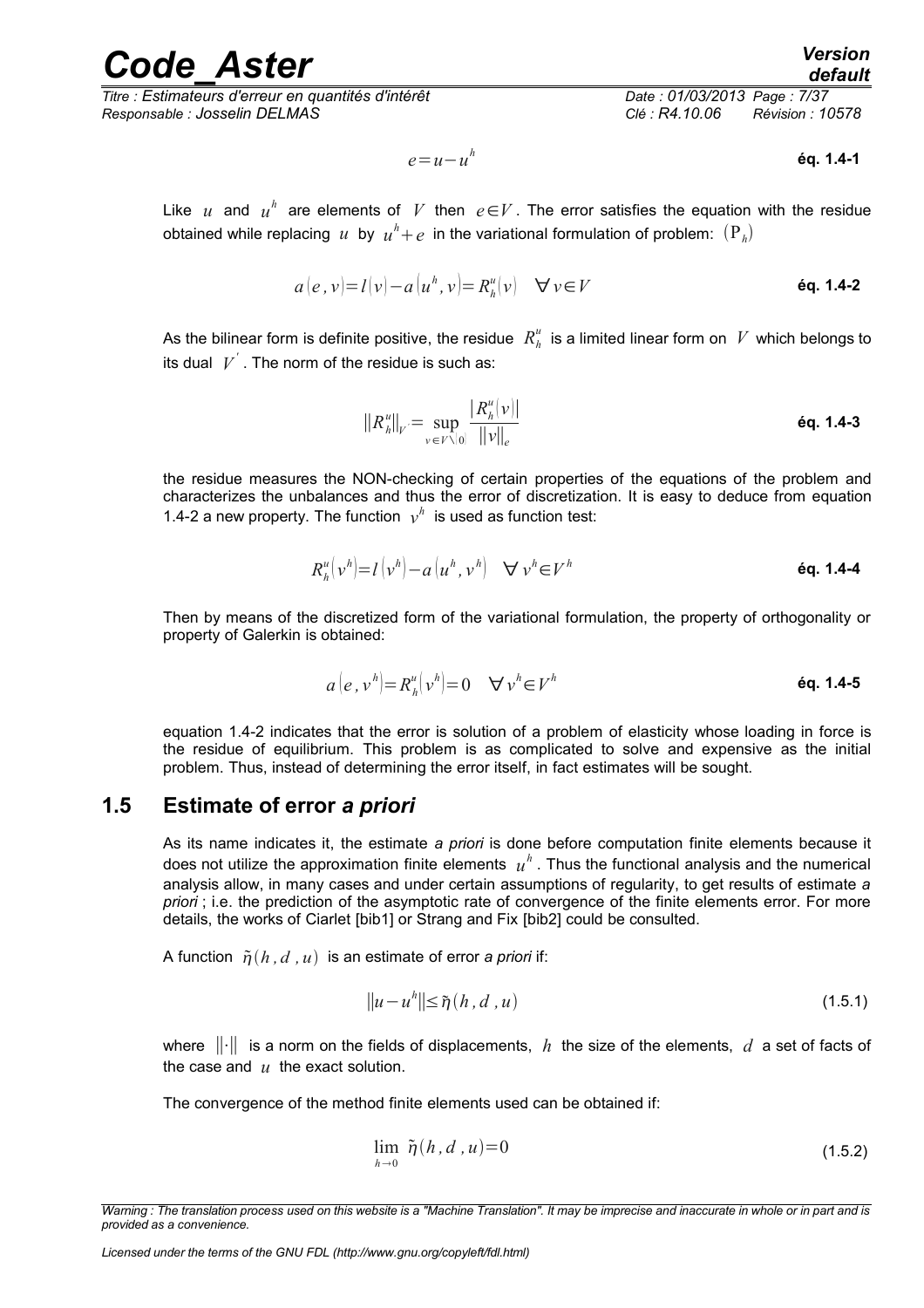$$e = u - u^h \quad \textbf{éq. 1.4-1}$$

Like $u$ and $u^h$ are elements of $V$ then $e \in V$. The error satisfies the equation with the residue obtained while replacing $u$ by $u^h + e$ in the variational formulation of problem: $(\mathrm{P}_h)$

$$a(e, v) = l(v) - a(u^h, v) = R_h^u(v) \quad \forall v \in V \quad \textbf{éq. 1.4-2}$$

As the bilinear form is definite positive, the residue $R_h^u$ is a limited linear form on $V$ which belongs to its dual $V'$. The norm of the residue is such as:

$$\|R_h^u\|_{V'} = \sup_{v \in V \setminus \{0\}} \frac{|R_h^u(v)|}{\|v\|_e} \quad \textbf{éq. 1.4-3}$$

the residue measures the NON-checking of certain properties of the equations of the problem and characterizes the unbalances and thus the error of discretization. It is easy to deduce from equation 1.4-2 a new property. The function $v^h$ is used as function test:

$$R_h^u(v^h) = l(v^h) - a(u^h, v^h) \quad \forall\, v^h \in V^h \quad \textbf{éq. 1.4-4}$$

Then by means of the discretized form of the variational formulation, the property of orthogonality or property of Galerkin is obtained:

$$a(e, v^h) = R_h^u(v^h) = 0 \quad \forall\, v^h \in V^h \quad \textbf{éq. 1.4-5}$$

equation 1.4-2 indicates that the error is solution of a problem of elasticity whose loading in force is the residue of equilibrium. This problem is as complicated to solve and expensive as the initial problem. Thus, instead of determining the error itself, in fact estimates will be sought.

## 1.5 Estimate of error *a priori*

As its name indicates it, the estimate *a priori* is done before computation finite elements because it does not utilize the approximation finite elements $u^h$. Thus the functional analysis and the numerical analysis allow, in many cases and under certain assumptions of regularity, to get results of estimate *a priori* ; i.e. the prediction of the asymptotic rate of convergence of the finite elements error. For more details, the works of Ciarlet [bib1] or Strang and Fix [bib2] could be consulted.

A function $\tilde{\eta}(h, d, u)$ is an estimate of error *a priori* if:

$$\|u - u^h\| \leq \tilde{\eta}(h, d, u) \quad (1.5.1)$$

where $\|\cdot\|$ is a norm on the fields of displacements, $h$ the size of the elements, $d$ a set of facts of the case and $u$ the exact solution.

The convergence of the method finite elements used can be obtained if:

$$\lim_{h \to 0} \tilde{\eta}(h, d, u) = 0 \quad (1.5.2)$$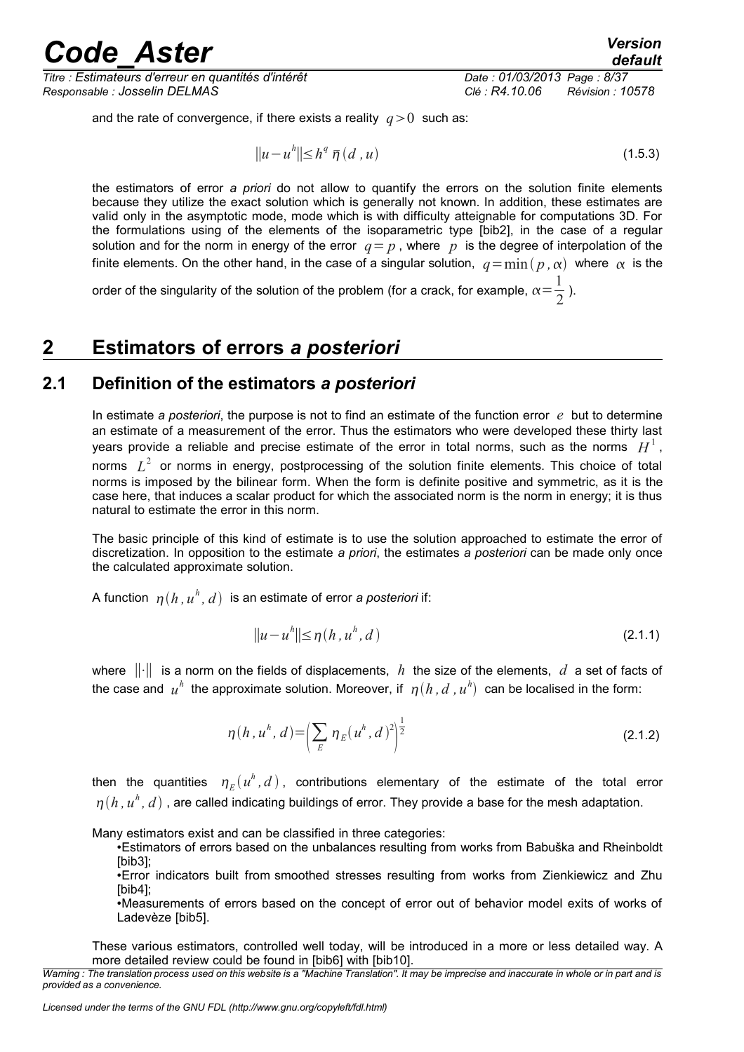and the rate of convergence, if there exists a reality $q>0$ such as:

$$\|u-u^h\| \le h^q \, \bar{\eta}(d,u) \tag{1.5.3}$$

the estimators of error *a priori* do not allow to quantify the errors on the solution finite elements because they utilize the exact solution which is generally not known. In addition, these estimates are valid only in the asymptotic mode, mode which is with difficulty atteignable for computations 3D. For the formulations using of the elements of the isoparametric type [bib2], in the case of a regular solution and for the norm in energy of the error $q=p$, where $p$ is the degree of interpolation of the finite elements. On the other hand, in the case of a singular solution, $q=\min(p,\alpha)$ where $\alpha$ is the order of the singularity of the solution of the problem (for a crack, for example, $\alpha=\frac{1}{2}$ ).

# 2 Estimators of errors *a posteriori*

## 2.1 Definition of the estimators *a posteriori*

In estimate *a posteriori*, the purpose is not to find an estimate of the function error $e$ but to determine an estimate of a measurement of the error. Thus the estimators who were developed these thirty last years provide a reliable and precise estimate of the error in total norms, such as the norms $H^1$, norms $L^2$ or norms in energy, postprocessing of the solution finite elements. This choice of total norms is imposed by the bilinear form. When the form is definite positive and symmetric, as it is the case here, that induces a scalar product for which the associated norm is the norm in energy; it is thus natural to estimate the error in this norm.

The basic principle of this kind of estimate is to use the solution approached to estimate the error of discretization. In opposition to the estimate *a priori*, the estimates *a posteriori* can be made only once the calculated approximate solution.

A function $\eta(h,u^h,d)$ is an estimate of error *a posteriori* if:

$$\|u-u^h\| \le \eta(h,u^h,d) \tag{2.1.1}$$

where $\|\cdot\|$ is a norm on the fields of displacements, $h$ the size of the elements, $d$ a set of facts of the case and $u^h$ the approximate solution. Moreover, if $\eta(h,d,u^h)$ can be localised in the form:

$$\eta(h,u^h,d) = \left(\sum_E \eta_E(u^h,d)^2\right)^{\frac{1}{2}} \tag{2.1.2}$$

then the quantities $\eta_E(u^h,d)$, contributions elementary of the estimate of the total error $\eta(h,u^h,d)$, are called indicating buildings of error. They provide a base for the mesh adaptation.

Many estimators exist and can be classified in three categories:

- Estimators of errors based on the unbalances resulting from works from Babuška and Rheinboldt [bib3];
- Error indicators built from smoothed stresses resulting from works from Zienkiewicz and Zhu [bib4];
- Measurements of errors based on the concept of error out of behavior model exits of works of Ladevèze [bib5].

These various estimators, controlled well today, will be introduced in a more or less detailed way. A more detailed review could be found in [bib6] with [bib10].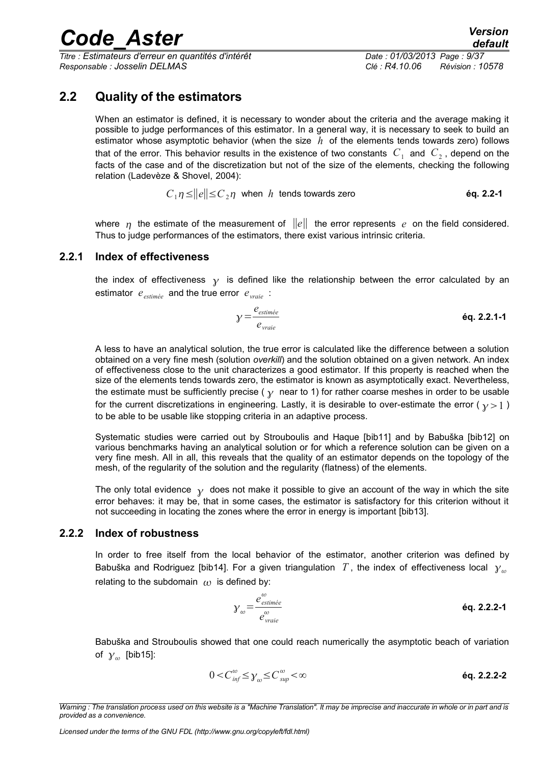## 2.2 Quality of the estimators

When an estimator is defined, it is necessary to wonder about the criteria and the average making it possible to judge performances of this estimator. In a general way, it is necessary to seek to build an estimator whose asymptotic behavior (when the size $h$ of the elements tends towards zero) follows that of the error. This behavior results in the existence of two constants $C_1$ and $C_2$, depend on the facts of the case and of the discretization but not of the size of the elements, checking the following relation (Ladevèze & Shovel, 2004):

$$C_1 \eta \leq \|e\| \leq C_2 \eta \quad \text{when } h \text{ tends towards zero} \qquad \textbf{éq. 2.2-1}$$

where $\eta$ the estimate of the measurement of $\|e\|$ the error represents $e$ on the field considered. Thus to judge performances of the estimators, there exist various intrinsic criteria.

### 2.2.1 Index of effectiveness

the index of effectiveness $\gamma$ is defined like the relationship between the error calculated by an estimator $e_{estimée}$ and the true error $e_{vraie}$ :

$$\gamma = \frac{e_{estimée}}{e_{vraie}} \qquad \textbf{éq. 2.2.1-1}$$

A less to have an analytical solution, the true error is calculated like the difference between a solution obtained on a very fine mesh (solution *overkill*) and the solution obtained on a given network. An index of effectiveness close to the unit characterizes a good estimator. If this property is reached when the size of the elements tends towards zero, the estimator is known as asymptotically exact. Nevertheless, the estimate must be sufficiently precise ( $\gamma$ near to 1) for rather coarse meshes in order to be usable for the current discretizations in engineering. Lastly, it is desirable to over-estimate the error ( $\gamma > 1$ ) to be able to be usable like stopping criteria in an adaptive process.

Systematic studies were carried out by Strouboulis and Haque [bib11] and by Babuška [bib12] on various benchmarks having an analytical solution or for which a reference solution can be given on a very fine mesh. All in all, this reveals that the quality of an estimator depends on the topology of the mesh, of the regularity of the solution and the regularity (flatness) of the elements.

The only total evidence $\gamma$ does not make it possible to give an account of the way in which the site error behaves: it may be, that in some cases, the estimator is satisfactory for this criterion without it not succeeding in locating the zones where the error in energy is important [bib13].

### 2.2.2 Index of robustness

In order to free itself from the local behavior of the estimator, another criterion was defined by Babuška and Rodriguez [bib14]. For a given triangulation $T$, the index of effectiveness local $\gamma_\omega$ relating to the subdomain $\omega$ is defined by:

$$\gamma_\omega = \frac{e^{\omega}_{estimée}}{e^{\omega}_{vraie}} \qquad \textbf{éq. 2.2.2-1}$$

Babuška and Strouboulis showed that one could reach numerically the asymptotic beach of variation of $\gamma_\omega$ [bib15]:

$$0 < C^{\omega}_{inf} \leq \gamma_\omega \leq C^{\omega}_{sup} < \infty \qquad \textbf{éq. 2.2.2-2}$$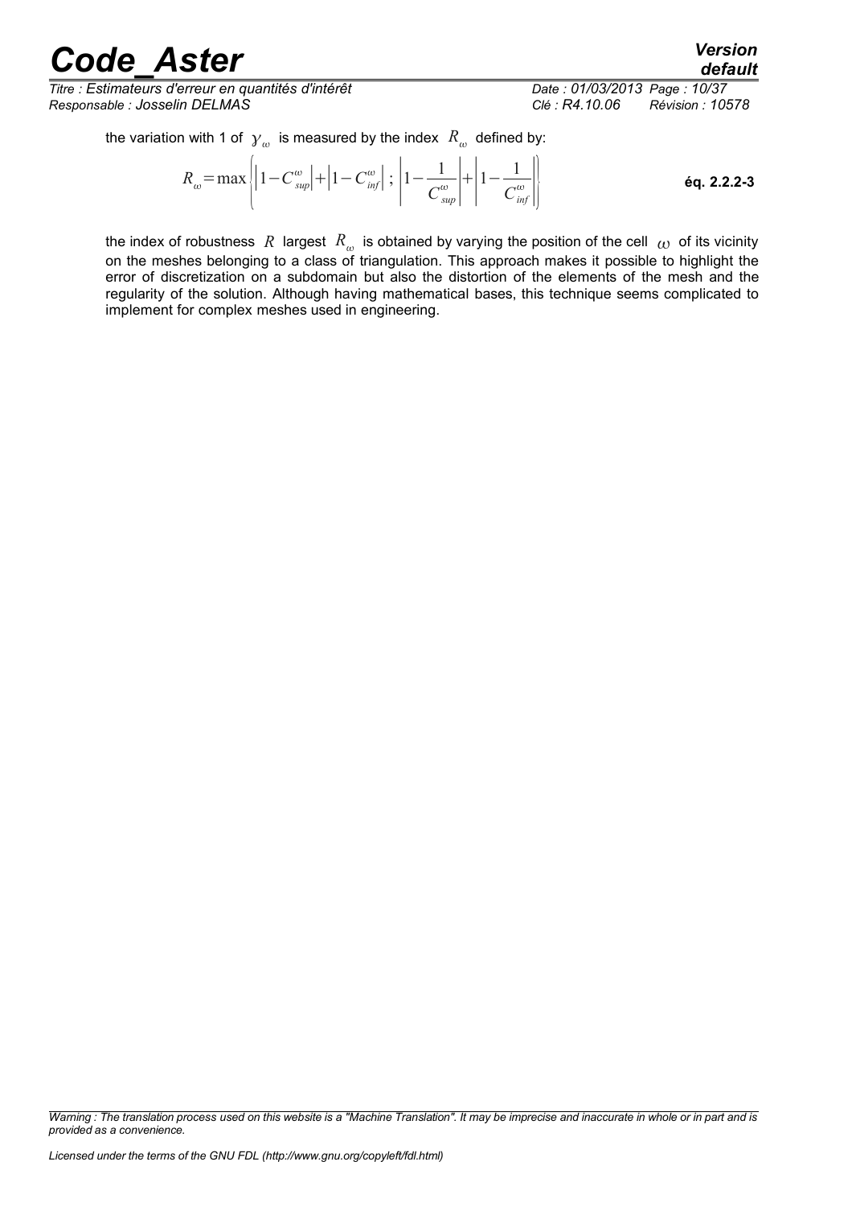the variation with 1 of $\gamma_\omega$ is measured by the index $R_\omega$ defined by:

$$R_\omega = \max \left( \left|1 - C_{sup}^{\omega}\right| + \left|1 - C_{inf}^{\omega}\right| \; ; \; \left|1 - \frac{1}{C_{sup}^{\omega}}\right| + \left|1 - \frac{1}{C_{inf}^{\omega}}\right| \right) \qquad \textbf{éq. 2.2.2-3}$$

the index of robustness $R$ largest $R_\omega$ is obtained by varying the position of the cell $\omega$ of its vicinity on the meshes belonging to a class of triangulation. This approach makes it possible to highlight the error of discretization on a subdomain but also the distortion of the elements of the mesh and the regularity of the solution. Although having mathematical bases, this technique seems complicated to implement for complex meshes used in engineering.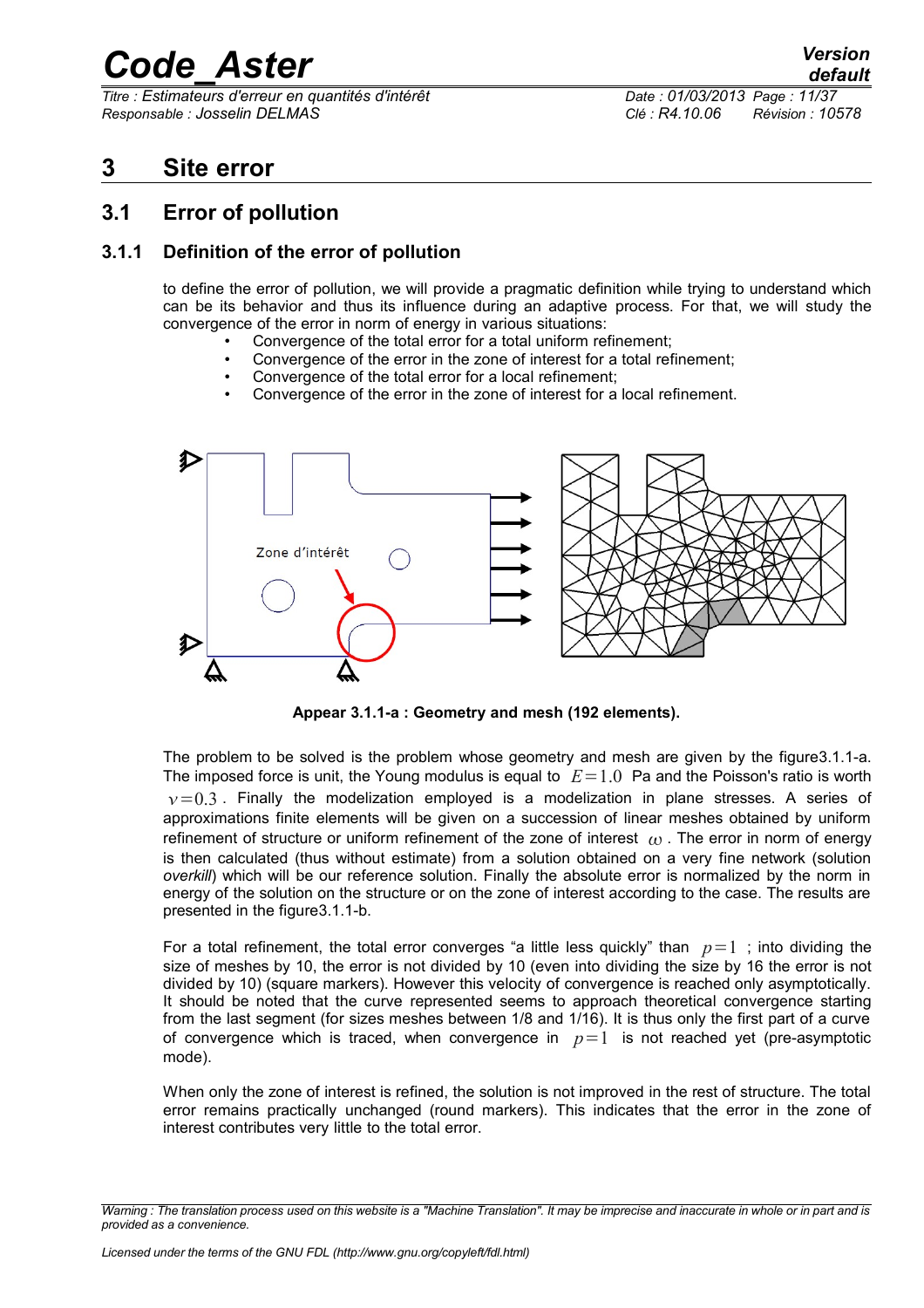# 3 Site error

## 3.1 Error of pollution

### 3.1.1 Definition of the error of pollution

to define the error of pollution, we will provide a pragmatic definition while trying to understand which can be its behavior and thus its influence during an adaptive process. For that, we will study the convergence of the error in norm of energy in various situations:

- Convergence of the total error for a total uniform refinement;
- Convergence of the error in the zone of interest for a total refinement;
- Convergence of the total error for a local refinement;
- Convergence of the error in the zone of interest for a local refinement.

**Appear 3.1.1-a : Geometry and mesh (192 elements).**

The problem to be solved is the problem whose geometry and mesh are given by the figure3.1.1-a. The imposed force is unit, the Young modulus is equal to $E=1.0$ Pa and the Poisson's ratio is worth $\nu=0.3$. Finally the modelization employed is a modelization in plane stresses. A series of approximations finite elements will be given on a succession of linear meshes obtained by uniform refinement of structure or uniform refinement of the zone of interest $\omega$. The error in norm of energy is then calculated (thus without estimate) from a solution obtained on a very fine network (solution *overkill*) which will be our reference solution. Finally the absolute error is normalized by the norm in energy of the solution on the structure or on the zone of interest according to the case. The results are presented in the figure3.1.1-b.

For a total refinement, the total error converges "a little less quickly" than $p=1$ ; into dividing the size of meshes by 10, the error is not divided by 10 (even into dividing the size by 16 the error is not divided by 10) (square markers). However this velocity of convergence is reached only asymptotically. It should be noted that the curve represented seems to approach theoretical convergence starting from the last segment (for sizes meshes between 1/8 and 1/16). It is thus only the first part of a curve of convergence which is traced, when convergence in $p=1$ is not reached yet (pre-asymptotic mode).

When only the zone of interest is refined, the solution is not improved in the rest of structure. The total error remains practically unchanged (round markers). This indicates that the error in the zone of interest contributes very little to the total error.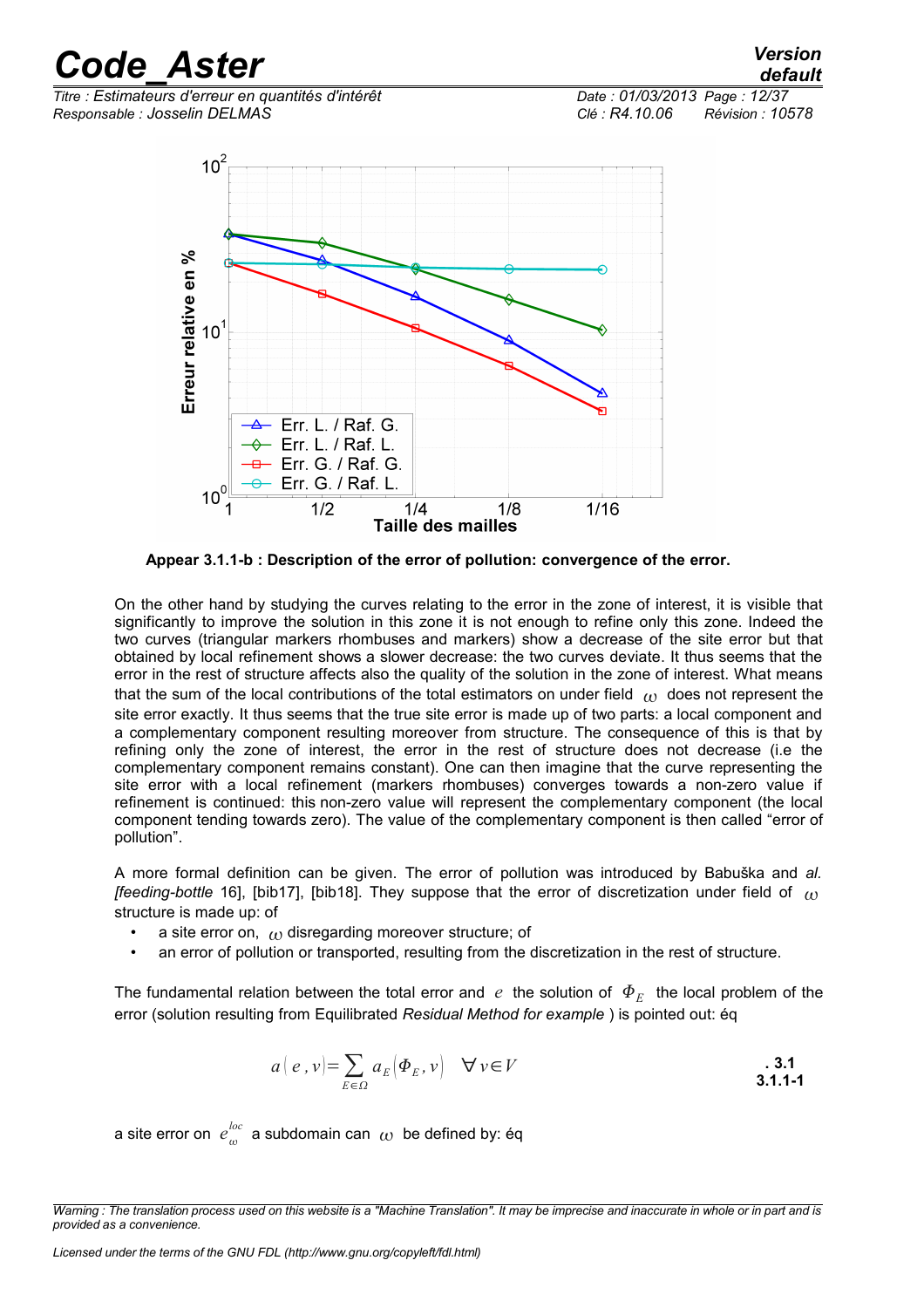**Appear 3.1.1-b : Description of the error of pollution: convergence of the error.**

On the other hand by studying the curves relating to the error in the zone of interest, it is visible that significantly to improve the solution in this zone it is not enough to refine only this zone. Indeed the two curves (triangular markers rhombuses and markers) show a decrease of the site error but that obtained by local refinement shows a slower decrease: the two curves deviate. It thus seems that the error in the rest of structure affects also the quality of the solution in the zone of interest. What means that the sum of the local contributions of the total estimators on under field $\omega$ does not represent the site error exactly. It thus seems that the true site error is made up of two parts: a local component and a complementary component resulting moreover from structure. The consequence of this is that by refining only the zone of interest, the error in the rest of structure does not decrease (i.e the complementary component remains constant). One can then imagine that the curve representing the site error with a local refinement (markers rhombuses) converges towards a non-zero value if refinement is continued: this non-zero value will represent the complementary component (the local component tending towards zero). The value of the complementary component is then called "error of pollution".

A more formal definition can be given. The error of pollution was introduced by Babuška and *al. [feeding-bottle* 16], [bib17], [bib18]. They suppose that the error of discretization under field of $\omega$ structure is made up: of

- a site error on, $\omega$ disregarding moreover structure; of
- an error of pollution or transported, resulting from the discretization in the rest of structure.

The fundamental relation between the total error and $e$ the solution of $\Phi_E$ the local problem of the error (solution resulting from Equilibrated *Residual Method for example* ) is pointed out: éq

$$a(e, v) = \sum_{E \in \Omega} a_E(\Phi_E, v) \quad \forall v \in V \tag{3.1.1-1}$$

a site error on $e_\omega^{loc}$ a subdomain can $\omega$ be defined by: éq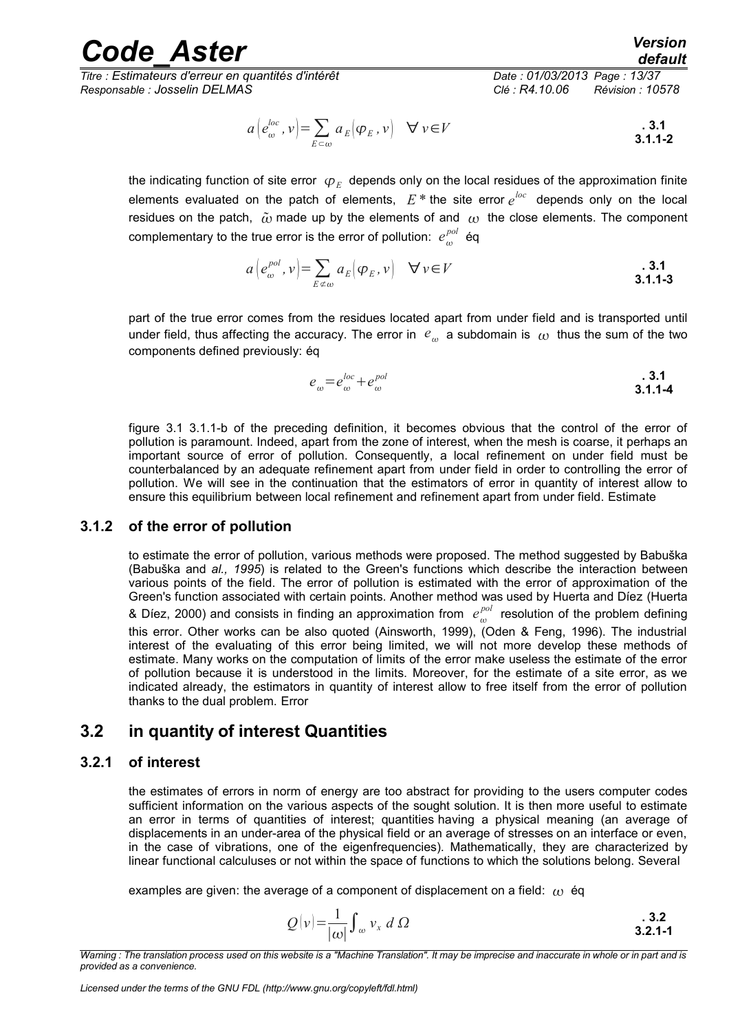$$a\left(e_{\omega}^{loc}, v\right)=\sum_{E \subset \omega} a_E\left(\varphi_E, v\right) \quad \forall v \in V \qquad \text{. 3.1 3.1.1-2}$$

the indicating function of site error $\varphi_E$ depends only on the local residues of the approximation finite elements evaluated on the patch of elements, $E^*$ the site error $e^{loc}$ depends only on the local residues on the patch, $\tilde{\omega}$ made up by the elements of and $\omega$ the close elements. The component complementary to the true error is the error of pollution: $e_{\omega}^{pol}$ éq

$$a\left(e_{\omega}^{pol}, v\right)=\sum_{E \not\subset \omega} a_E\left(\varphi_E, v\right) \quad \forall v \in V \qquad \text{. 3.1 3.1.1-3}$$

part of the true error comes from the residues located apart from under field and is transported until under field, thus affecting the accuracy. The error in $e_{\omega}$ a subdomain is $\omega$ thus the sum of the two components defined previously: éq

$$e_{\omega}=e_{\omega}^{loc}+e_{\omega}^{pol} \qquad \text{. 3.1 3.1.1-4}$$

figure 3.1 3.1.1-b of the preceding definition, it becomes obvious that the control of the error of pollution is paramount. Indeed, apart from the zone of interest, when the mesh is coarse, it perhaps an important source of error of pollution. Consequently, a local refinement on under field must be counterbalanced by an adequate refinement apart from under field in order to controlling the error of pollution. We will see in the continuation that the estimators of error in quantity of interest allow to ensure this equilibrium between local refinement and refinement apart from under field. Estimate

### 3.1.2 of the error of pollution

to estimate the error of pollution, various methods were proposed. The method suggested by Babuška (Babuška and *al., 1995*) is related to the Green's functions which describe the interaction between various points of the field. The error of pollution is estimated with the error of approximation of the Green's function associated with certain points. Another method was used by Huerta and Díez (Huerta & Díez, 2000) and consists in finding an approximation from $e_{\omega}^{pol}$ resolution of the problem defining this error. Other works can be also quoted (Ainsworth, 1999), (Oden & Feng, 1996). The industrial interest of the evaluating of this error being limited, we will not more develop these methods of estimate. Many works on the computation of limits of the error make useless the estimate of the error of pollution because it is understood in the limits. Moreover, for the estimate of a site error, as we indicated already, the estimators in quantity of interest allow to free itself from the error of pollution thanks to the dual problem. Error

## 3.2 in quantity of interest Quantities

### 3.2.1 of interest

the estimates of errors in norm of energy are too abstract for providing to the users computer codes sufficient information on the various aspects of the sought solution. It is then more useful to estimate an error in terms of quantities of interest; quantities having a physical meaning (an average of displacements in an under-area of the physical field or an average of stresses on an interface or even, in the case of vibrations, one of the eigenfrequencies). Mathematically, they are characterized by linear functional calculuses or not within the space of functions to which the solutions belong. Several

examples are given: the average of a component of displacement on a field: $\omega$ éq

$$Q(v)=\frac{1}{|\omega|}\int_{\omega} v_x \, d\,\Omega \qquad \text{. 3.2 3.2.1-1}$$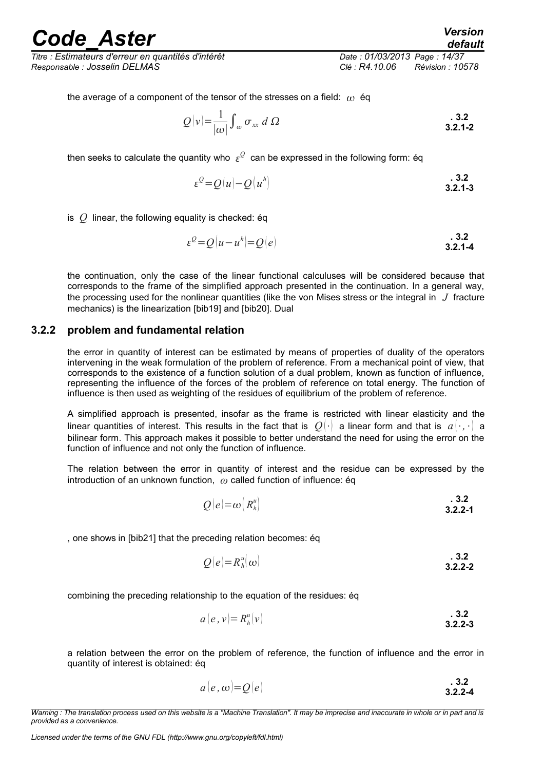the average of a component of the tensor of the stresses on a field: $\omega$ éq

$$Q(v)=\frac{1}{|\omega|}\int_{\omega}\sigma_{xx}\,d\,\Omega \tag{. 3.2 3.2.1-2}$$

then seeks to calculate the quantity who $\varepsilon^{Q}$ can be expressed in the following form: éq

$$\varepsilon^{Q}=Q(u)-Q\left(u^{h}\right) \tag{. 3.2 3.2.1-3}$$

is $Q$ linear, the following equality is checked: éq

$$\varepsilon^{Q}=Q\left(u-u^{h}\right)=Q(e) \tag{. 3.2 3.2.1-4}$$

the continuation, only the case of the linear functional calculuses will be considered because that corresponds to the frame of the simplified approach presented in the continuation. In a general way, the processing used for the nonlinear quantities (like the von Mises stress or the integral in $J$ fracture mechanics) is the linearization [bib19] and [bib20]. Dual

### 3.2.2 problem and fundamental relation

the error in quantity of interest can be estimated by means of properties of duality of the operators intervening in the weak formulation of the problem of reference. From a mechanical point of view, that corresponds to the existence of a function solution of a dual problem, known as function of influence, representing the influence of the forces of the problem of reference on total energy. The function of influence is then used as weighting of the residues of equilibrium of the problem of reference.

A simplified approach is presented, insofar as the frame is restricted with linear elasticity and the linear quantities of interest. This results in the fact that is $Q(\cdot)$ a linear form and that is $a(\cdot,\cdot)$ a bilinear form. This approach makes it possible to better understand the need for using the error on the function of influence and not only the function of influence.

The relation between the error in quantity of interest and the residue can be expressed by the introduction of an unknown function, $\omega$ called function of influence: éq

$$Q(e)=\omega\left(R_{h}^{u}\right) \tag{. 3.2 3.2.2-1}$$

, one shows in [bib21] that the preceding relation becomes: éq

$$Q(e)=R_{h}^{u}(\omega) \tag{. 3.2 3.2.2-2}$$

combining the preceding relationship to the equation of the residues: éq

$$a(e,v)=R_{h}^{u}(v) \tag{. 3.2 3.2.2-3}$$

a relation between the error on the problem of reference, the function of influence and the error in quantity of interest is obtained: éq

$$a(e,\omega)=Q(e) \tag{. 3.2 3.2.2-4}$$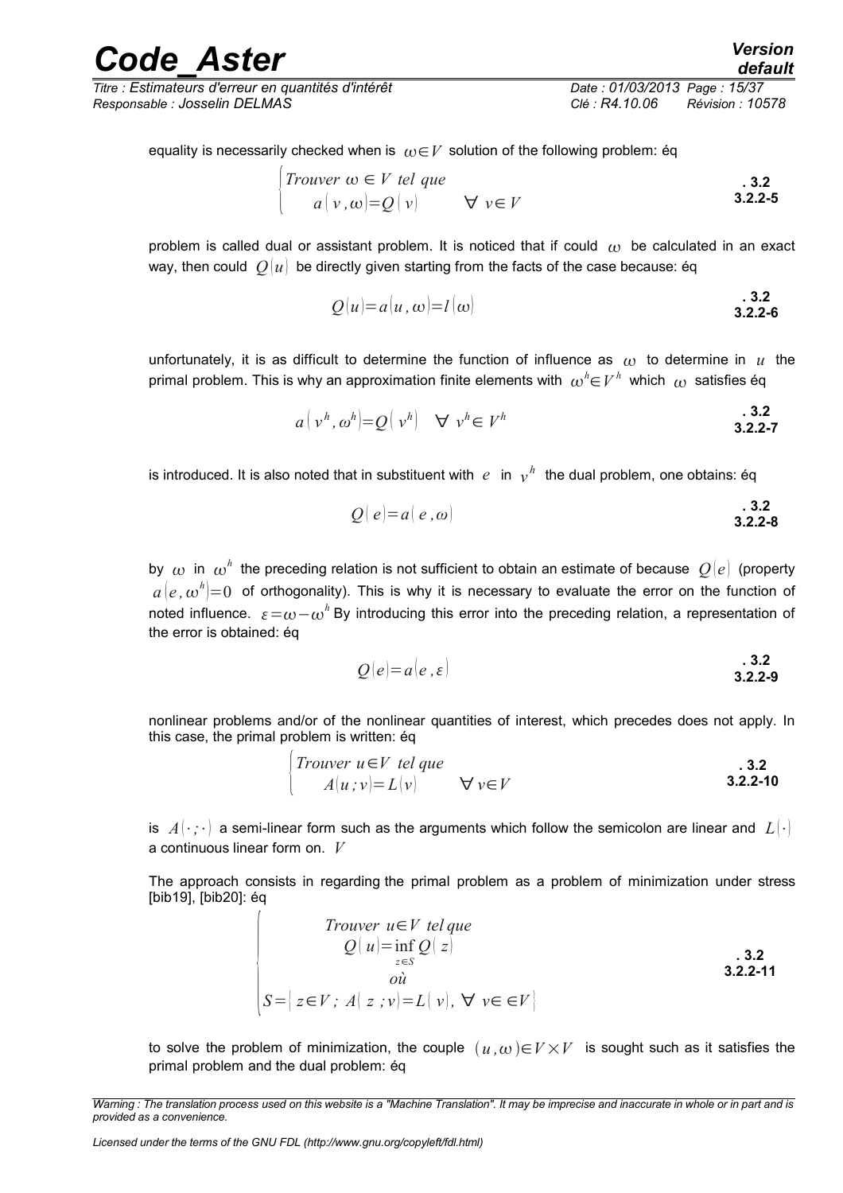equality is necessarily checked when is $\omega \in V$ solution of the following problem: éq

$$\begin{cases} Trouver\ \omega \in V\ tel\ que \\ \quad a(v,\omega)=Q(v) \qquad \forall\ v\in V \end{cases} \qquad .3.2\ 3.2.2\text{-}5$$

problem is called dual or assistant problem. It is noticed that if could $\omega$ be calculated in an exact way, then could $Q(u)$ be directly given starting from the facts of the case because: éq

$$Q(u)=a(u,\omega)=l(\omega) \qquad .3.2\ 3.2.2\text{-}6$$

unfortunately, it is as difficult to determine the function of influence as $\omega$ to determine in $u$ the primal problem. This is why an approximation finite elements with $\omega^h \in V^h$ which $\omega$ satisfies éq

$$a(v^h,\omega^h)=Q(v^h) \quad \forall\ v^h\in V^h \qquad .3.2\ 3.2.2\text{-}7$$

is introduced. It is also noted that in substituent with $e$ in $v^h$ the dual problem, one obtains: éq

$$Q(e)=a(e,\omega) \qquad .3.2\ 3.2.2\text{-}8$$

by $\omega$ in $\omega^h$ the preceding relation is not sufficient to obtain an estimate of because $Q(e)$ (property $a(e,\omega^h)=0$ of orthogonality). This is why it is necessary to evaluate the error on the function of noted influence. $\varepsilon=\omega-\omega^h$ By introducing this error into the preceding relation, a representation of the error is obtained: éq

$$Q(e)=a(e,\varepsilon) \qquad .3.2\ 3.2.2\text{-}9$$

nonlinear problems and/or of the nonlinear quantities of interest, which precedes does not apply. In this case, the primal problem is written: éq

$$\begin{cases} Trouver\ u\in V\ tel\ que \\ \quad A(u;v)=L(v) \qquad \forall\ v\in V \end{cases} \qquad .3.2\ 3.2.2\text{-}10$$

is $A(\cdot;\cdot)$ a semi-linear form such as the arguments which follow the semicolon are linear and $L(\cdot)$ a continuous linear form on. $V$

The approach consists in regarding the primal problem as a problem of minimization under stress [bib19], [bib20]: éq

$$\begin{cases} \qquad Trouver\ u\in V\ tel\, que \\ \qquad\quad Q(u)=\inf_{z\in S} Q(z) \\ \qquad\qquad où \\ S=\{z\in V;\ A(z;v)=L(v),\ \forall\ v\in \in V\} \end{cases} \qquad .3.2\ 3.2.2\text{-}11$$

to solve the problem of minimization, the couple $(u,\omega)\in V\times V$ is sought such as it satisfies the primal problem and the dual problem: éq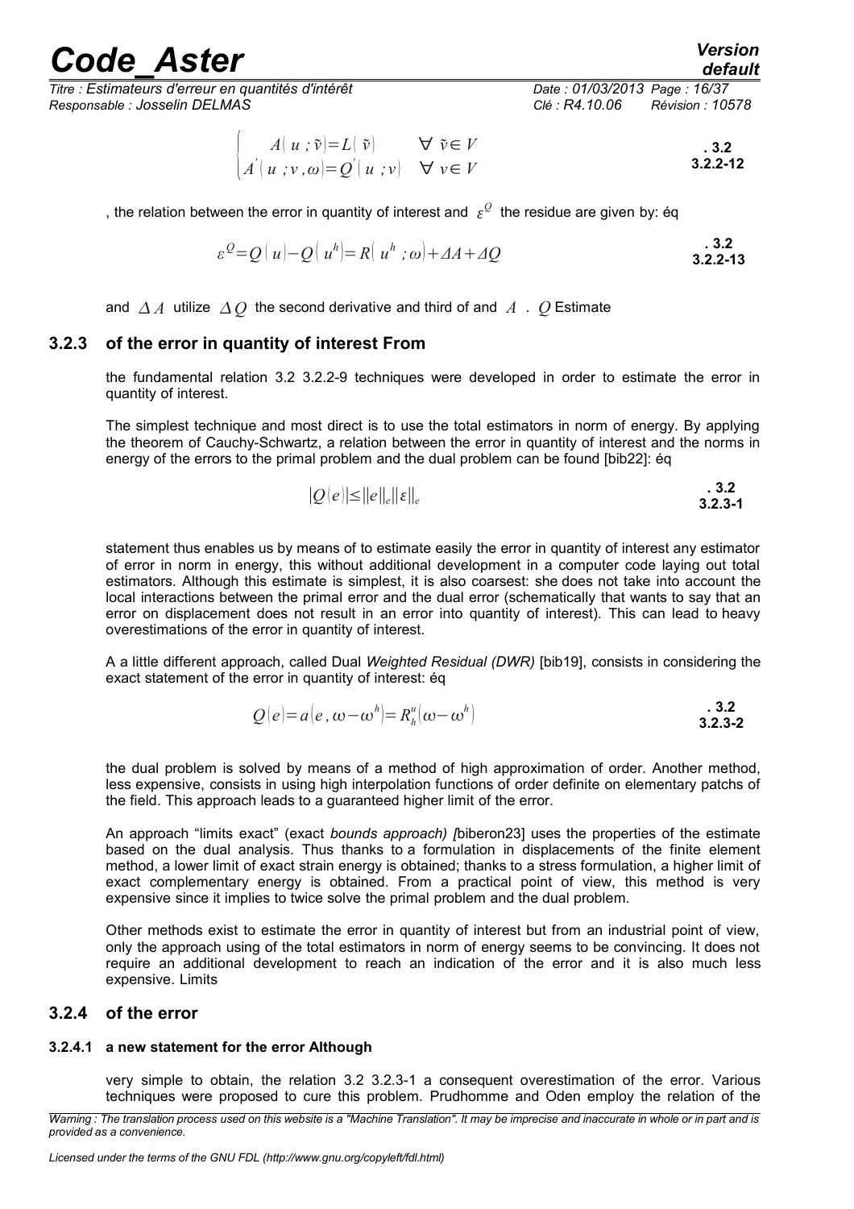$$\begin{cases} A(u;\tilde{v})=L(\tilde{v}) & \forall\ \tilde{v}\in V \\ A'(u;v,\omega)=Q'(u;v) & \forall\ v\in V \end{cases} \quad \text{. 3.2 3.2.2-12}$$

, the relation between the error in quantity of interest and $\varepsilon^{Q}$ the residue are given by: éq

$$\varepsilon^{Q}=Q(u)-Q(u^{h})=R(u^{h};\omega)+\Delta A+\Delta Q \quad \text{. 3.2 3.2.2-13}$$

and $\Delta A$ utilize $\Delta Q$ the second derivative and third of and $A$ . $Q$ Estimate

### 3.2.3 of the error in quantity of interest From

the fundamental relation 3.2 3.2.2-9 techniques were developed in order to estimate the error in quantity of interest.

The simplest technique and most direct is to use the total estimators in norm of energy. By applying the theorem of Cauchy-Schwartz, a relation between the error in quantity of interest and the norms in energy of the errors to the primal problem and the dual problem can be found [bib22]: éq

$$|Q(e)|\leq\|e\|_{e}\|\varepsilon\|_{e} \quad \text{. 3.2 3.2.3-1}$$

statement thus enables us by means of to estimate easily the error in quantity of interest any estimator of error in norm in energy, this without additional development in a computer code laying out total estimators. Although this estimate is simplest, it is also coarsest: she does not take into account the local interactions between the primal error and the dual error (schematically that wants to say that an error on displacement does not result in an error into quantity of interest). This can lead to heavy overestimations of the error in quantity of interest.

A a little different approach, called Dual *Weighted Residual (DWR)* [bib19], consists in considering the exact statement of the error in quantity of interest: éq

$$Q(e)=a(e,\omega-\omega^{h})=R_{h}^{u}(\omega-\omega^{h}) \quad \text{. 3.2 3.2.3-2}$$

the dual problem is solved by means of a method of high approximation of order. Another method, less expensive, consists in using high interpolation functions of order definite on elementary patchs of the field. This approach leads to a guaranteed higher limit of the error.

An approach "limits exact" (exact *bounds approach) [*biberon23] uses the properties of the estimate based on the dual analysis. Thus thanks to a formulation in displacements of the finite element method, a lower limit of exact strain energy is obtained; thanks to a stress formulation, a higher limit of exact complementary energy is obtained. From a practical point of view, this method is very expensive since it implies to twice solve the primal problem and the dual problem.

Other methods exist to estimate the error in quantity of interest but from an industrial point of view, only the approach using of the total estimators in norm of energy seems to be convincing. It does not require an additional development to reach an indication of the error and it is also much less expensive. Limits

### 3.2.4 of the error

#### 3.2.4.1 a new statement for the error Although

very simple to obtain, the relation 3.2 3.2.3-1 a consequent overestimation of the error. Various techniques were proposed to cure this problem. Prudhomme and Oden employ the relation of the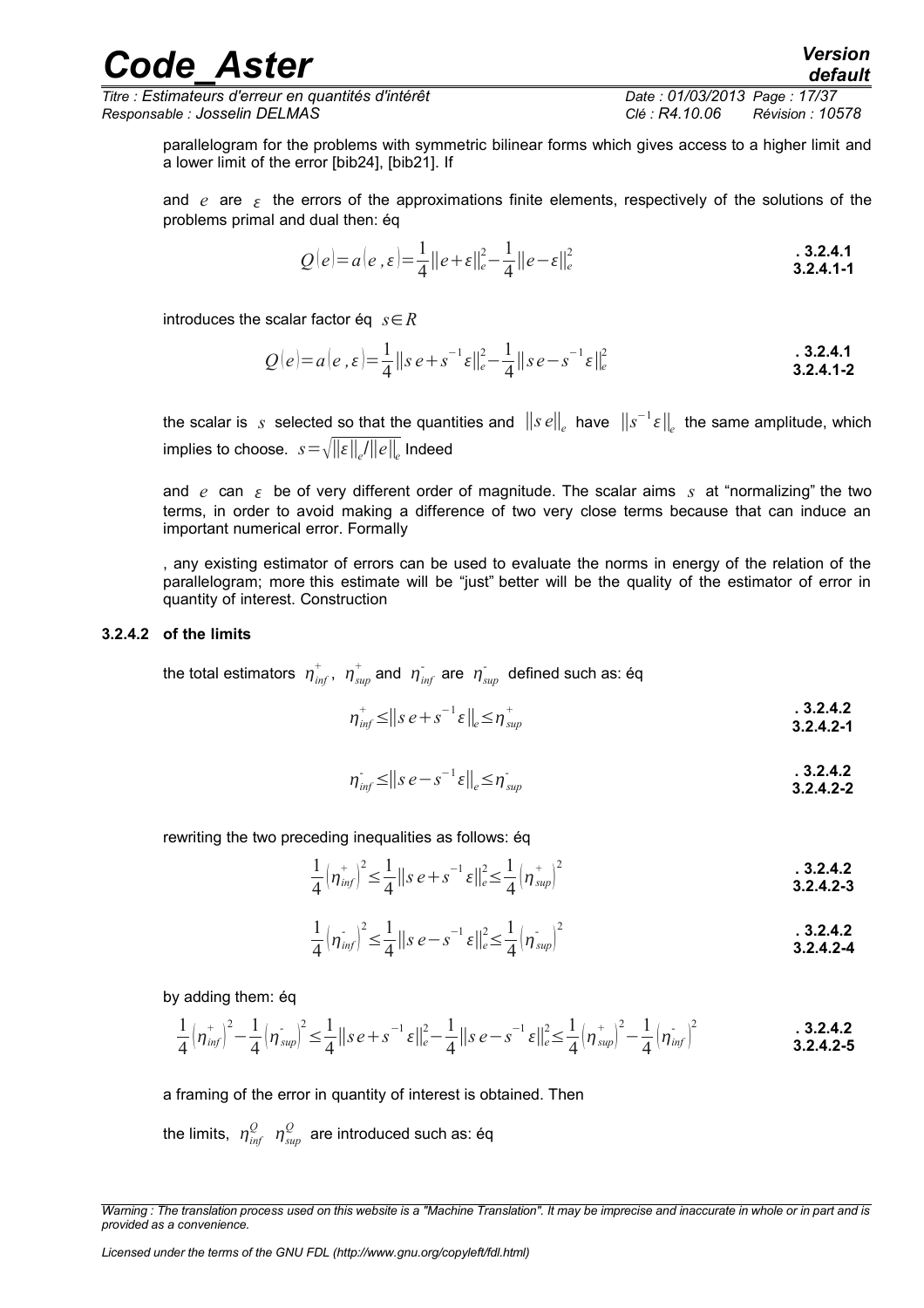parallelogram for the problems with symmetric bilinear forms which gives access to a higher limit and a lower limit of the error [bib24], [bib21]. If

and $e$ are $\varepsilon$ the errors of the approximations finite elements, respectively of the solutions of the problems primal and dual then: éq

$$Q(e)=a(e,\varepsilon)=\frac{1}{4}\|e+\varepsilon\|_e^2-\frac{1}{4}\|e-\varepsilon\|_e^2 \quad \textbf{. 3.2.4.1 3.2.4.1-1}$$

introduces the scalar factor éq $s\in R$

$$Q(e)=a(e,\varepsilon)=\frac{1}{4}\|s\,e+s^{-1}\varepsilon\|_e^2-\frac{1}{4}\|s\,e-s^{-1}\varepsilon\|_e^2 \quad \textbf{. 3.2.4.1 3.2.4.1-2}$$

the scalar is $s$ selected so that the quantities and $\|s\,e\|_e$ have $\|s^{-1}\varepsilon\|_e$ the same amplitude, which implies to choose. $s=\sqrt{\|\varepsilon\|_e/\|e\|_e}$ Indeed

and $e$ can $\varepsilon$ be of very different order of magnitude. The scalar aims $s$ at "normalizing" the two terms, in order to avoid making a difference of two very close terms because that can induce an important numerical error. Formally

, any existing estimator of errors can be used to evaluate the norms in energy of the relation of the parallelogram; more this estimate will be "just" better will be the quality of the estimator of error in quantity of interest. Construction

#### 3.2.4.2 of the limits

the total estimators $\eta_{inf}^{+}$, $\eta_{sup}^{+}$ and $\eta_{inf}^{-}$ are $\eta_{sup}^{-}$ defined such as: éq

$$\eta_{inf}^{+}\leq\|s\,e+s^{-1}\varepsilon\|_e\leq\eta_{sup}^{+} \quad \textbf{. 3.2.4.2 3.2.4.2-1}$$

$$\eta_{inf}^{-}\leq\|s\,e-s^{-1}\varepsilon\|_e\leq\eta_{sup}^{-} \quad \textbf{. 3.2.4.2 3.2.4.2-2}$$

rewriting the two preceding inequalities as follows: éq

$$\frac{1}{4}\left(\eta_{inf}^{+}\right)^2\leq\frac{1}{4}\|s\,e+s^{-1}\varepsilon\|_e^2\leq\frac{1}{4}\left(\eta_{sup}^{+}\right)^2 \quad \textbf{. 3.2.4.2 3.2.4.2-3}$$

$$\frac{1}{4}\left(\eta_{inf}^{-}\right)^2\leq\frac{1}{4}\|s\,e-s^{-1}\varepsilon\|_e^2\leq\frac{1}{4}\left(\eta_{sup}^{-}\right)^2 \quad \textbf{. 3.2.4.2 3.2.4.2-4}$$

by adding them: éq

$$\frac{1}{4}\left(\eta_{inf}^{+}\right)^2-\frac{1}{4}\left(\eta_{sup}^{-}\right)^2\leq\frac{1}{4}\|s\,e+s^{-1}\varepsilon\|_e^2-\frac{1}{4}\|s\,e-s^{-1}\varepsilon\|_e^2\leq\frac{1}{4}\left(\eta_{sup}^{+}\right)^2-\frac{1}{4}\left(\eta_{inf}^{-}\right)^2 \quad \textbf{. 3.2.4.2 3.2.4.2-5}$$

a framing of the error in quantity of interest is obtained. Then

the limits, $\eta_{inf}^{Q}$ $\eta_{sup}^{Q}$ are introduced such as: éq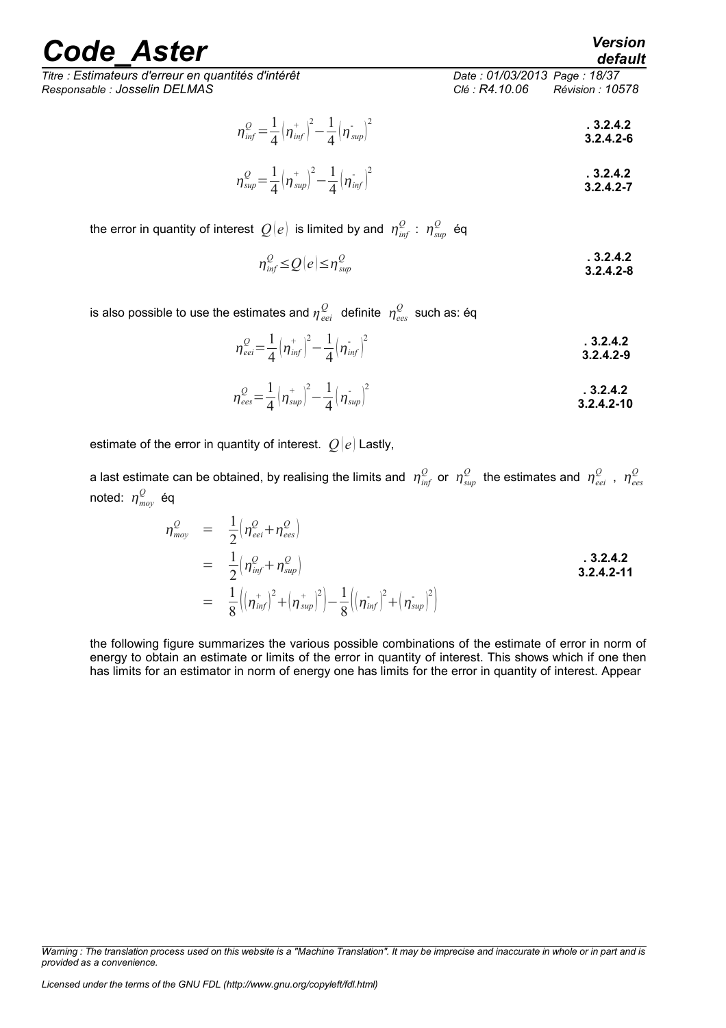$$\eta_{inf}^{Q}=\frac{1}{4}\left(\eta_{inf}^{+}\right)^{2}-\frac{1}{4}\left(\eta_{sup}^{-}\right)^{2} \quad \text{. 3.2.4.2 3.2.4.2-6}$$

$$\eta_{sup}^{Q}=\frac{1}{4}\left(\eta_{sup}^{+}\right)^{2}-\frac{1}{4}\left(\eta_{inf}^{-}\right)^{2} \quad \text{. 3.2.4.2 3.2.4.2-7}$$

the error in quantity of interest $Q(e)$ is limited by and $\eta_{inf}^{Q}$ : $\eta_{sup}^{Q}$ éq

$$\eta_{inf}^{Q} \leq Q(e) \leq \eta_{sup}^{Q} \quad \text{. 3.2.4.2 3.2.4.2-8}$$

is also possible to use the estimates and $\eta_{eei}^{Q}$ definite $\eta_{ees}^{Q}$ such as: éq

$$\eta_{eei}^{Q}=\frac{1}{4}\left(\eta_{inf}^{+}\right)^{2}-\frac{1}{4}\left(\eta_{inf}^{-}\right)^{2} \quad \text{. 3.2.4.2 3.2.4.2-9}$$

$$\eta_{ees}^{Q}=\frac{1}{4}\left(\eta_{sup}^{+}\right)^{2}-\frac{1}{4}\left(\eta_{sup}^{-}\right)^{2} \quad \text{. 3.2.4.2 3.2.4.2-10}$$

estimate of the error in quantity of interest. $Q(e)$ Lastly,

a last estimate can be obtained, by realising the limits and $\eta_{inf}^{Q}$ or $\eta_{sup}^{Q}$ the estimates and $\eta_{eei}^{Q}$ , $\eta_{ees}^{Q}$ noted: $\eta_{moy}^{Q}$ éq

$$\begin{aligned}
\eta_{moy}^{Q} &= \frac{1}{2}\left(\eta_{eei}^{Q}+\eta_{ees}^{Q}\right) \\
&= \frac{1}{2}\left(\eta_{inf}^{Q}+\eta_{sup}^{Q}\right) \\
&= \frac{1}{8}\left(\left(\eta_{inf}^{+}\right)^{2}+\left(\eta_{sup}^{+}\right)^{2}\right)-\frac{1}{8}\left(\left(\eta_{inf}^{-}\right)^{2}+\left(\eta_{sup}^{-}\right)^{2}\right)
\end{aligned} \quad \text{. 3.2.4.2 3.2.4.2-11}$$

the following figure summarizes the various possible combinations of the estimate of error in norm of energy to obtain an estimate or limits of the error in quantity of interest. This shows which if one then has limits for an estimator in norm of energy one has limits for the error in quantity of interest. Appear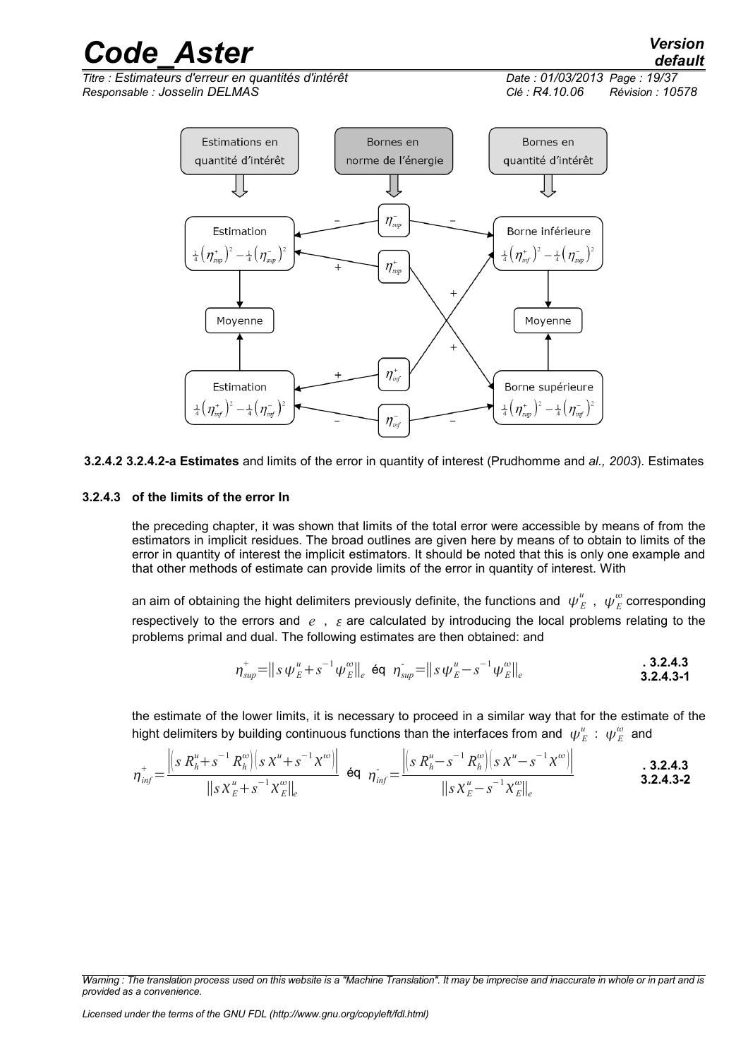Estimations en quantité d'intérêt | Bornes en norme de l'énergie | Bornes en quantité d'intérêt

Estimation $\frac{1}{4}\left(\eta_{sup}^{+}\right)^{2}-\frac{1}{4}\left(\eta_{sup}^{-}\right)^{2}$

Borne inférieure $\frac{1}{4}\left(\eta_{inf}^{+}\right)^{2}-\frac{1}{4}\left(\eta_{sup}^{-}\right)^{2}$

Moyenne

Moyenne

Estimation $\frac{1}{4}\left(\eta_{inf}^{+}\right)^{2}-\frac{1}{4}\left(\eta_{inf}^{-}\right)^{2}$

Borne supérieure $\frac{1}{4}\left(\eta_{sup}^{+}\right)^{2}-\frac{1}{4}\left(\eta_{inf}^{-}\right)^{2}$

$\eta_{sup}^{-}$, $\eta_{sup}^{+}$, $\eta_{inf}^{+}$, $\eta_{inf}^{-}$

**3.2.4.2 3.2.4.2-a Estimates** and limits of the error in quantity of interest (Prudhomme and *al., 2003*). Estimates

### 3.2.4.3 of the limits of the error In

the preceding chapter, it was shown that limits of the total error were accessible by means of from the estimators in implicit residues. The broad outlines are given here by means of to obtain to limits of the error in quantity of interest the implicit estimators. It should be noted that this is only one example and that other methods of estimate can provide limits of the error in quantity of interest. With

an aim of obtaining the hight delimiters previously definite, the functions and $\psi_E^u$ , $\psi_E^\omega$ corresponding respectively to the errors and $e$ , $\varepsilon$ are calculated by introducing the local problems relating to the problems primal and dual. The following estimates are then obtained: and

$$\eta_{sup}^{+}=\|s\,\psi_E^u+s^{-1}\psi_E^\omega\|_e \text{ éq } \eta_{sup}^{-}=\|s\,\psi_E^u-s^{-1}\psi_E^\omega\|_e \qquad \text{. 3.2.4.3 3.2.4.3-1}$$

the estimate of the lower limits, it is necessary to proceed in a similar way that for the estimate of the hight delimiters by building continuous functions than the interfaces from and $\psi_E^u$ : $\psi_E^\omega$ and

$$\eta_{inf}^{+}=\frac{\left|\left(s\,R_h^u+s^{-1}R_h^\omega\right)\left(s\,X^u+s^{-1}X^\omega\right)\right|}{\|s\,X_E^u+s^{-1}X_E^\omega\|_e} \text{ éq } \eta_{inf}^{-}=\frac{\left|\left(s\,R_h^u-s^{-1}R_h^\omega\right)\left(s\,X^u-s^{-1}X^\omega\right)\right|}{\|s\,X_E^u-s^{-1}X_E^\omega\|_e} \qquad \text{. 3.2.4.3 3.2.4.3-2}$$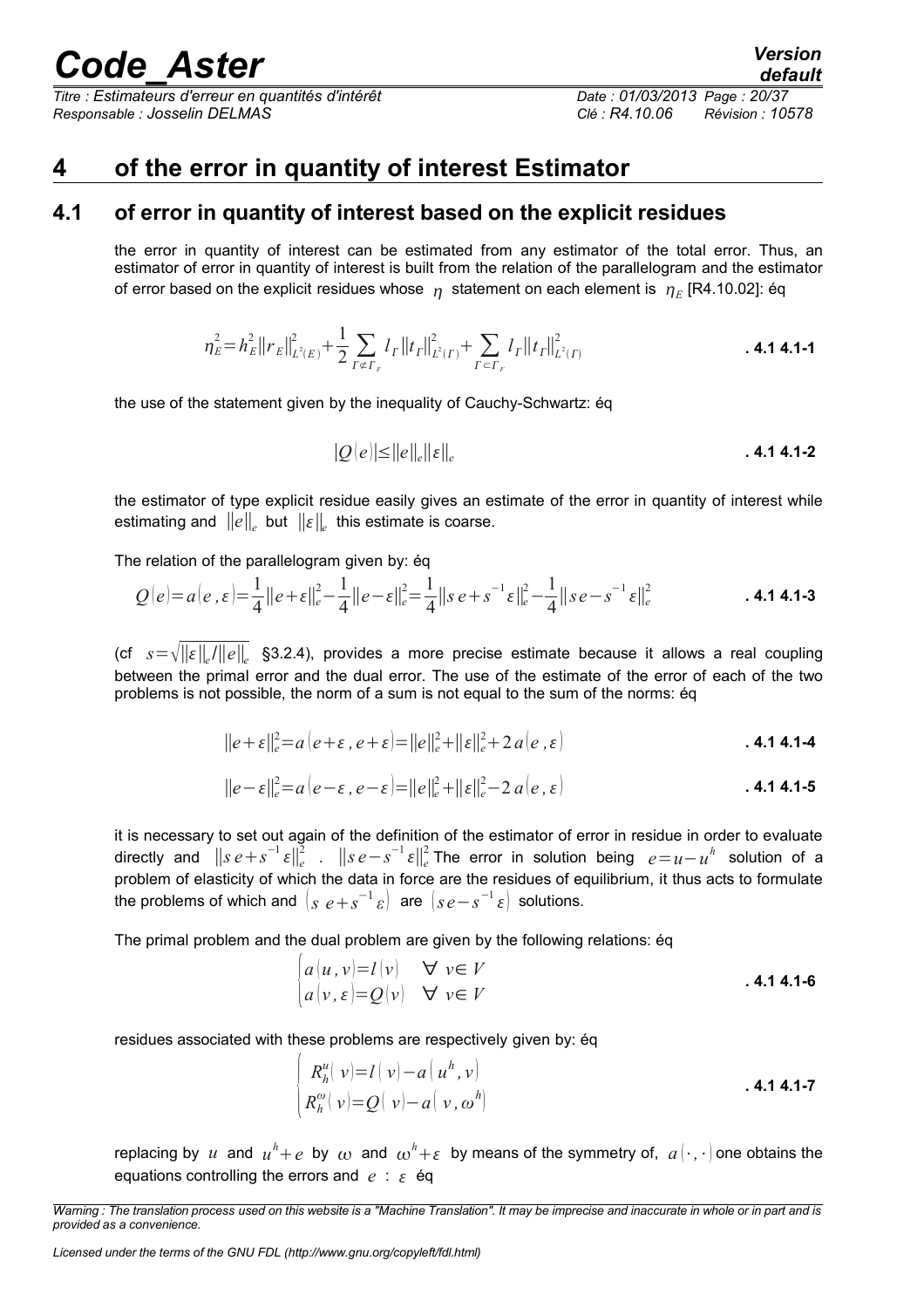# 4 of the error in quantity of interest Estimator

## 4.1 of error in quantity of interest based on the explicit residues

the error in quantity of interest can be estimated from any estimator of the total error. Thus, an estimator of error in quantity of interest is built from the relation of the parallelogram and the estimator of error based on the explicit residues whose $\eta$ statement on each element is $\eta_E$ [R4.10.02]: éq

$$\eta_E^2 = h_E^2 \|r_E\|_{L^2(E)}^2 + \frac{1}{2} \sum_{\Gamma \not\subset \Gamma_F} l_\Gamma \|t_\Gamma\|_{L^2(\Gamma)}^2 + \sum_{\Gamma \subset \Gamma_F} l_\Gamma \|t_\Gamma\|_{L^2(\Gamma)}^2 \qquad \textbf{. 4.1 4.1-1}$$

the use of the statement given by the inequality of Cauchy-Schwartz: éq

$$|Q(e)| \leq \|e\|_e \|\varepsilon\|_e \qquad \textbf{. 4.1 4.1-2}$$

the estimator of type explicit residue easily gives an estimate of the error in quantity of interest while estimating and $\|e\|_e$ but $\|\varepsilon\|_e$ this estimate is coarse.

The relation of the parallelogram given by: éq

$$Q(e) = a(e, \varepsilon) = \frac{1}{4}\|e+\varepsilon\|_e^2 - \frac{1}{4}\|e-\varepsilon\|_e^2 = \frac{1}{4}\|s\,e + s^{-1}\varepsilon\|_e^2 - \frac{1}{4}\|s\,e - s^{-1}\varepsilon\|_e^2 \qquad \textbf{. 4.1 4.1-3}$$

(cf $s = \sqrt{\|\varepsilon\|_e / \|e\|_e}$ §3.2.4), provides a more precise estimate because it allows a real coupling between the primal error and the dual error. The use of the estimate of the error of each of the two problems is not possible, the norm of a sum is not equal to the sum of the norms: éq

$$\|e+\varepsilon\|_e^2 = a(e+\varepsilon, e+\varepsilon) = \|e\|_e^2 + \|\varepsilon\|_e^2 + 2\,a(e, \varepsilon) \qquad \textbf{. 4.1 4.1-4}$$

$$\|e-\varepsilon\|_e^2 = a(e-\varepsilon, e-\varepsilon) = \|e\|_e^2 + \|\varepsilon\|_e^2 - 2\,a(e, \varepsilon) \qquad \textbf{. 4.1 4.1-5}$$

it is necessary to set out again of the definition of the estimator of error in residue in order to evaluate directly and $\|s\,e + s^{-1}\varepsilon\|_e^2$ . $\|s\,e - s^{-1}\varepsilon\|_e^2$ The error in solution being $e = u - u^h$ solution of a problem of elasticity of which the data in force are the residues of equilibrium, it thus acts to formulate the problems of which and $(s\ e + s^{-1}\varepsilon)$ are $(s\,e - s^{-1}\varepsilon)$ solutions.

The primal problem and the dual problem are given by the following relations: éq

$$\begin{cases} a(u, v) = l(v) & \forall\ v \in V \\ a(v, \varepsilon) = Q(v) & \forall\ v \in V \end{cases} \qquad \textbf{. 4.1 4.1-6}$$

residues associated with these problems are respectively given by: éq

$$\begin{cases} R_h^u(\ v) = l(\ v) - a(\ u^h, v) \\ R_h^\omega(\ v) = Q(\ v) - a(\ v, \omega^h) \end{cases} \qquad \textbf{. 4.1 4.1-7}$$

replacing by $u$ and $u^h + e$ by $\omega$ and $\omega^h + \varepsilon$ by means of the symmetry of, $a(\cdot,\cdot)$ one obtains the equations controlling the errors and $e$ : $\varepsilon$ éq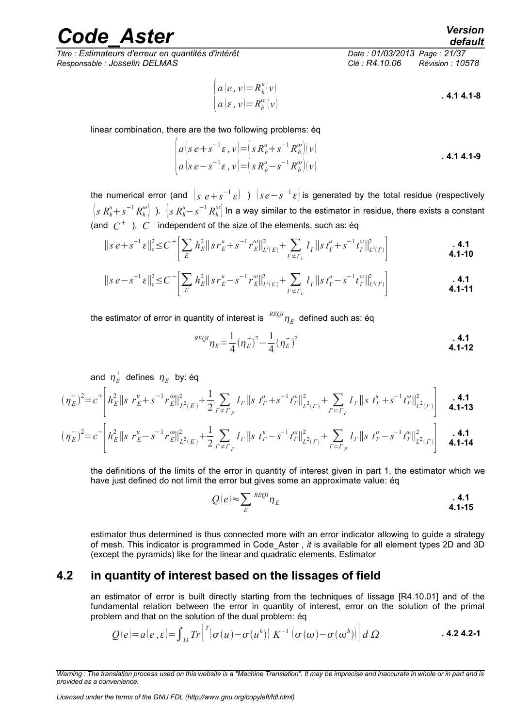$$\begin{cases} a(e,v)=R_h^u(v) \\ a(\varepsilon,v)=R_h^\omega(v) \end{cases} \quad \text{. 4.1 4.1-8}$$

linear combination, there are the two following problems: éq

$$\begin{cases} a\left(s\,e+s^{-1}\varepsilon,v\right)=\left(s\,R_h^u+s^{-1}R_h^\omega\right)(v) \\ a\left(s\,e-s^{-1}\varepsilon,v\right)=\left(s\,R_h^u-s^{-1}R_h^\omega\right)(v) \end{cases} \quad \text{. 4.1 4.1-9}$$

the numerical error (and $\left(s\;e+s^{-1}\varepsilon\right)$ ) $\left(s\,e-s^{-1}\varepsilon\right)$ is generated by the total residue (respectively $\left(s\,R_h^u+s^{-1}R_h^\omega\right)$ ). $\left(s\,R_h^u-s^{-1}R_h^\omega\right)$ In a way similar to the estimator in residue, there exists a constant (and $C^+$ ), $C^-$ independent of the size of the elements, such as: éq

$$\|s\,e+s^{-1}\varepsilon\|_e^2\le C^+\left[\sum_E h_E^2\|s\,r_E^u+s^{-1}r_E^\omega\|_{L^2(E)}^2+\sum_{\Gamma\not\subset\Gamma_U} l_\Gamma\|s\,t_\Gamma^u+s^{-1}t_\Gamma^\omega\|_{L^2(\Gamma)}^2\right] \quad \text{. 4.1 4.1-10}$$

$$\|s\,e-s^{-1}\varepsilon\|_e^2\le C^-\left[\sum_E h_E^2\|s\,r_E^u-s^{-1}r_E^\omega\|_{L^2(E)}^2+\sum_{\Gamma\not\subset\Gamma_U} l_\Gamma\|s\,t_\Gamma^u-s^{-1}t_\Gamma^\omega\|_{L^2(\Gamma)}^2\right] \quad \text{. 4.1 4.1-11}$$

the estimator of error in quantity of interest is ${}^{REQI}\eta_E$ defined such as: éq

$${}^{REQI}\eta_E=\frac{1}{4}\left(\eta_E^+\right)^2-\frac{1}{4}\left(\eta_E^-\right)^2 \quad \text{. 4.1 4.1-12}$$

and $\eta_E^+$ defines $\eta_E^-$ by: éq

$$\left(\eta_E^+\right)^2=c^+\left[h_E^2\|s\;r_E^u+s^{-1}r_E^\omega\|_{L^2(E)}^2+\frac{1}{2}\sum_{\Gamma\not\subset\Gamma_F} l_\Gamma\|s\;t_\Gamma^u+s^{-1}t_\Gamma^\omega\|_{L^2(\Gamma)}^2+\sum_{\Gamma\subset\Gamma_F} l_\Gamma\|s\;t_\Gamma^u+s^{-1}t_\Gamma^\omega\|_{L^2(\Gamma)}^2\right] \quad \text{. 4.1 4.1-13}$$

$$\left(\eta_E^-\right)^2=c^-\left[h_E^2\|s\;r_E^u-s^{-1}r_E^\omega\|_{L^2(E)}^2+\frac{1}{2}\sum_{\Gamma\not\subset\Gamma_F} l_\Gamma\|s\;t_\Gamma^u-s^{-1}t_\Gamma^\omega\|_{L^2(\Gamma)}^2+\sum_{\Gamma\subset\Gamma_F} l_\Gamma\|s\;t_\Gamma^u-s^{-1}t_\Gamma^\omega\|_{L^2(\Gamma)}^2\right] \quad \text{. 4.1 4.1-14}$$

the definitions of the limits of the error in quantity of interest given in part 1, the estimator which we have just defined do not limit the error but gives some an approximate value: éq

$$Q(e)\approx\sum_E {}^{REQI}\eta_E \quad \text{. 4.1 4.1-15}$$

estimator thus determined is thus connected more with an error indicator allowing to guide a strategy of mesh. This indicator is programmed in Code_Aster *, it* is available for all element types 2D and 3D (except the pyramids) like for the linear and quadratic elements. Estimator

## 4.2 in quantity of interest based on the lissages of field

an estimator of error is built directly starting from the techniques of lissage [R4.10.01] and of the fundamental relation between the error in quantity of interest, error on the solution of the primal problem and that on the solution of the dual problem: éq

$$Q(e)=a(e,\varepsilon)=\int_\Omega Tr\left[{}^T\!\left(\sigma(u)-\sigma(u^h)\right)\,K^{-1}\left(\sigma(\omega)-\sigma(\omega^h)\right)\right]d\,\Omega \quad \text{. 4.2 4.2-1}$$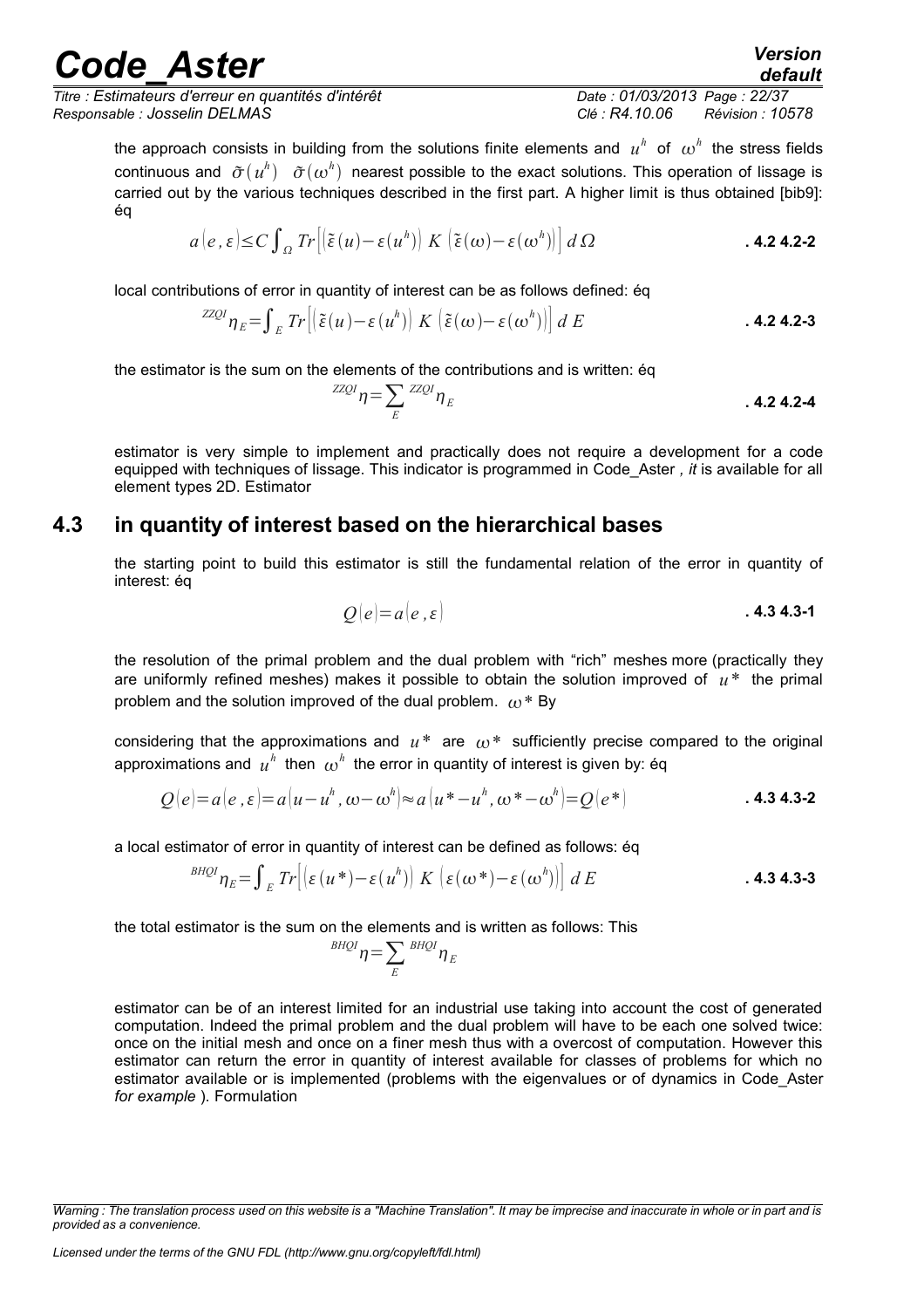the approach consists in building from the solutions finite elements and $u^h$ of $\omega^h$ the stress fields continuous and $\tilde{\sigma}(u^h)$ $\tilde{\sigma}(\omega^h)$ nearest possible to the exact solutions. This operation of lissage is carried out by the various techniques described in the first part. A higher limit is thus obtained [bib9]: éq

$$a(e,\varepsilon)\leq C\int_{\Omega} Tr\left[\left(\tilde{\varepsilon}(u)-\varepsilon(u^h)\right) K \left(\tilde{\varepsilon}(\omega)-\varepsilon(\omega^h)\right)\right] d\Omega \qquad \textbf{. 4.2 4.2-2}$$

local contributions of error in quantity of interest can be as follows defined: éq

$$^{ZZQI}\eta_E=\int_E Tr\left[\left(\tilde{\varepsilon}(u)-\varepsilon(u^h)\right) K \left(\tilde{\varepsilon}(\omega)-\varepsilon(\omega^h)\right)\right] dE \qquad \textbf{. 4.2 4.2-3}$$

the estimator is the sum on the elements of the contributions and is written: éq

$$^{ZZQI}\eta=\sum_E {}^{ZZQI}\eta_E \qquad \textbf{. 4.2 4.2-4}$$

estimator is very simple to implement and practically does not require a development for a code equipped with techniques of lissage. This indicator is programmed in Code_Aster *, it* is available for all element types 2D. Estimator

## 4.3 in quantity of interest based on the hierarchical bases

the starting point to build this estimator is still the fundamental relation of the error in quantity of interest: éq

$$Q(e)=a(e,\varepsilon) \qquad \textbf{. 4.3 4.3-1}$$

the resolution of the primal problem and the dual problem with "rich" meshes more (practically they are uniformly refined meshes) makes it possible to obtain the solution improved of $u^*$ the primal problem and the solution improved of the dual problem. $\omega^*$ By

considering that the approximations and $u^*$ are $\omega^*$ sufficiently precise compared to the original approximations and $u^h$ then $\omega^h$ the error in quantity of interest is given by: éq

$$Q(e)=a(e,\varepsilon)=a(u-u^h,\omega-\omega^h)\approx a(u^*-u^h,\omega^*-\omega^h)=Q(e^*) \qquad \textbf{. 4.3 4.3-2}$$

a local estimator of error in quantity of interest can be defined as follows: éq

$$^{BHQI}\eta_E=\int_E Tr\left[\left(\varepsilon(u^*)-\varepsilon(u^h)\right) K \left(\varepsilon(\omega^*)-\varepsilon(\omega^h)\right)\right] dE \qquad \textbf{. 4.3 4.3-3}$$

the total estimator is the sum on the elements and is written as follows: This

$$^{BHQI}\eta=\sum_E {}^{BHQI}\eta_E$$

estimator can be of an interest limited for an industrial use taking into account the cost of generated computation. Indeed the primal problem and the dual problem will have to be each one solved twice: once on the initial mesh and once on a finer mesh thus with a overcost of computation. However this estimator can return the error in quantity of interest available for classes of problems for which no estimator available or is implemented (problems with the eigenvalues or of dynamics in Code_Aster *for example* ). Formulation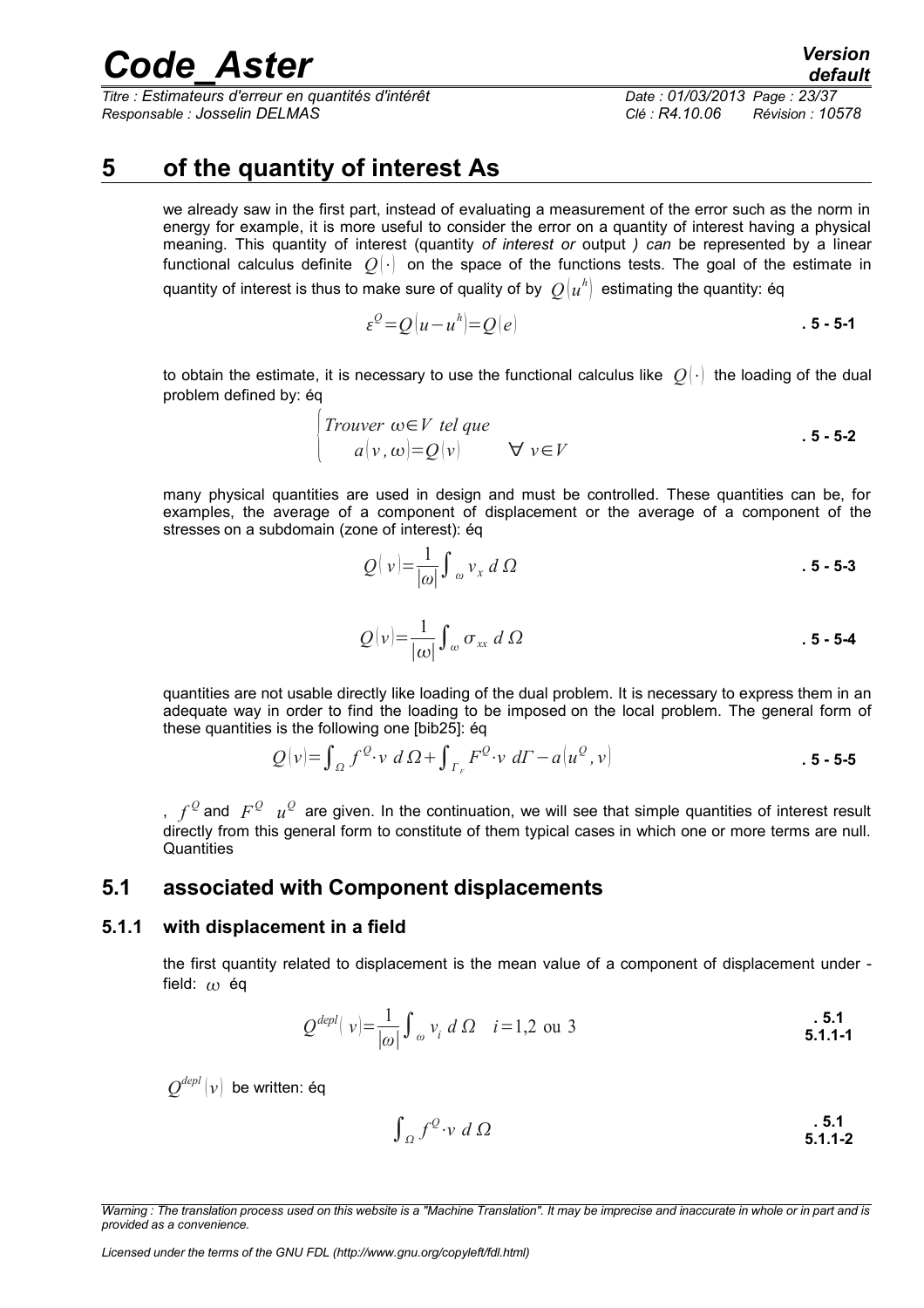# 5 of the quantity of interest As

we already saw in the first part, instead of evaluating a measurement of the error such as the norm in energy for example, it is more useful to consider the error on a quantity of interest having a physical meaning. This quantity of interest (quantity *of interest or* output *) can* be represented by a linear functional calculus definite $Q(\cdot)$ on the space of the functions tests. The goal of the estimate in quantity of interest is thus to make sure of quality of by $Q(u^h)$ estimating the quantity: éq

$$\varepsilon^Q = Q(u - u^h) = Q(e) \qquad \textbf{. 5 - 5-1}$$

to obtain the estimate, it is necessary to use the functional calculus like $Q(\cdot)$ the loading of the dual problem defined by: éq

$$\begin{cases} Trouver\ \omega \in V\ tel\ que \\ \quad a(v, \omega) = Q(v) \qquad \forall\ v \in V \end{cases} \qquad \textbf{. 5 - 5-2}$$

many physical quantities are used in design and must be controlled. These quantities can be, for examples, the average of a component of displacement or the average of a component of the stresses on a subdomain (zone of interest): éq

$$Q(v) = \frac{1}{|\omega|} \int_{\omega} v_x \, d\,\Omega \qquad \textbf{. 5 - 5-3}$$

$$Q(v) = \frac{1}{|\omega|} \int_{\omega} \sigma_{xx} \, d\,\Omega \qquad \textbf{. 5 - 5-4}$$

quantities are not usable directly like loading of the dual problem. It is necessary to express them in an adequate way in order to find the loading to be imposed on the local problem. The general form of these quantities is the following one [bib25]: éq

$$Q(v) = \int_{\Omega} f^Q \cdot v \, d\,\Omega + \int_{\Gamma_F} F^Q \cdot v \, d\Gamma - a(u^Q, v) \qquad \textbf{. 5 - 5-5}$$

, $f^Q$ and $F^Q$ $u^Q$ are given. In the continuation, we will see that simple quantities of interest result directly from this general form to constitute of them typical cases in which one or more terms are null. Quantities

## 5.1 associated with Component displacements

### 5.1.1 with displacement in a field

the first quantity related to displacement is the mean value of a component of displacement under - field: $\omega$ éq

$$Q^{depl}(v) = \frac{1}{|\omega|} \int_{\omega} v_i \, d\,\Omega \quad i = 1,2 \text{ ou } 3 \qquad \textbf{. 5.1 5.1.1-1}$$

$Q^{depl}(v)$ be written: éq

$$\int_{\Omega} f^Q \cdot v \, d\,\Omega \qquad \textbf{. 5.1 5.1.1-2}$$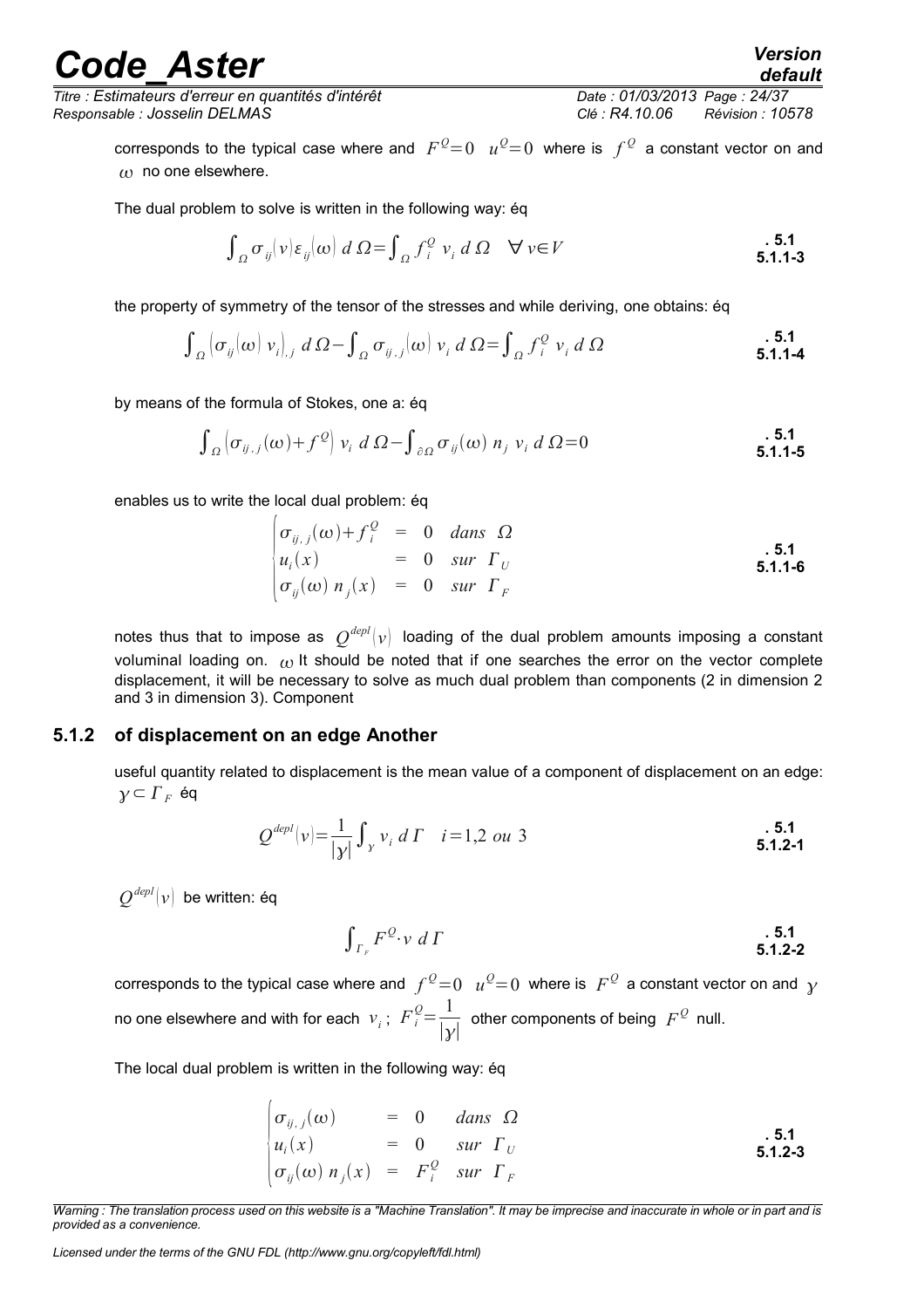corresponds to the typical case where and $F^Q=0$ $u^Q=0$ where is $f^Q$ a constant vector on and $\omega$ no one elsewhere.

The dual problem to solve is written in the following way: éq

$$\int_\Omega \sigma_{ij}(v)\varepsilon_{ij}(\omega)\, d\,\Omega = \int_\Omega f_i^Q\, v_i\, d\,\Omega \quad \forall\, v\in V \qquad \textbf{. 5.1 5.1.1-3}$$

the property of symmetry of the tensor of the stresses and while deriving, one obtains: éq

$$\int_\Omega \left(\sigma_{ij}(\omega)\, v_i\right)_{,j} d\,\Omega - \int_\Omega \sigma_{ij,j}(\omega)\, v_i\, d\,\Omega = \int_\Omega f_i^Q\, v_i\, d\,\Omega \qquad \textbf{. 5.1 5.1.1-4}$$

by means of the formula of Stokes, one a: éq

$$\int_\Omega \left(\sigma_{ij,j}(\omega) + f^Q\right) v_i\, d\,\Omega - \int_{\partial\Omega} \sigma_{ij}(\omega)\, n_j\, v_i\, d\,\Omega = 0 \qquad \textbf{. 5.1 5.1.1-5}$$

enables us to write the local dual problem: éq

$$\begin{cases} \sigma_{ij,j}(\omega) + f_i^Q &= 0 \quad dans\ \ \Omega \\ u_i(x) &= 0 \quad sur\ \ \Gamma_U \\ \sigma_{ij}(\omega)\, n_j(x) &= 0 \quad sur\ \ \Gamma_F \end{cases} \qquad \textbf{. 5.1 5.1.1-6}$$

notes thus that to impose as $Q^{depl}(v)$ loading of the dual problem amounts imposing a constant voluminal loading on. $\omega$ It should be noted that if one searches the error on the vector complete displacement, it will be necessary to solve as much dual problem than components (2 in dimension 2 and 3 in dimension 3). Component

### 5.1.2 of displacement on an edge Another

useful quantity related to displacement is the mean value of a component of displacement on an edge: $\gamma \subset \Gamma_F$ éq

$$Q^{depl}(v) = \frac{1}{|\gamma|}\int_\gamma v_i\, d\,\Gamma \quad i=1{,}2\ ou\ 3 \qquad \textbf{. 5.1 5.1.2-1}$$

$Q^{depl}(v)$ be written: éq

$$\int_{\Gamma_F} F^Q \cdot v\; d\,\Gamma \qquad \textbf{. 5.1 5.1.2-2}$$

corresponds to the typical case where and $f^Q=0$ $u^Q=0$ where is $F^Q$ a constant vector on and $\gamma$ no one elsewhere and with for each $v_i$; $F_i^Q = \dfrac{1}{|\gamma|}$ other components of being $F^Q$ null.

The local dual problem is written in the following way: éq

$$\begin{cases} \sigma_{ij,j}(\omega) &= 0 \quad dans\ \ \Omega \\ u_i(x) &= 0 \quad sur\ \ \Gamma_U \\ \sigma_{ij}(\omega)\, n_j(x) &= F_i^Q \quad sur\ \ \Gamma_F \end{cases} \qquad \textbf{. 5.1 5.1.2-3}$$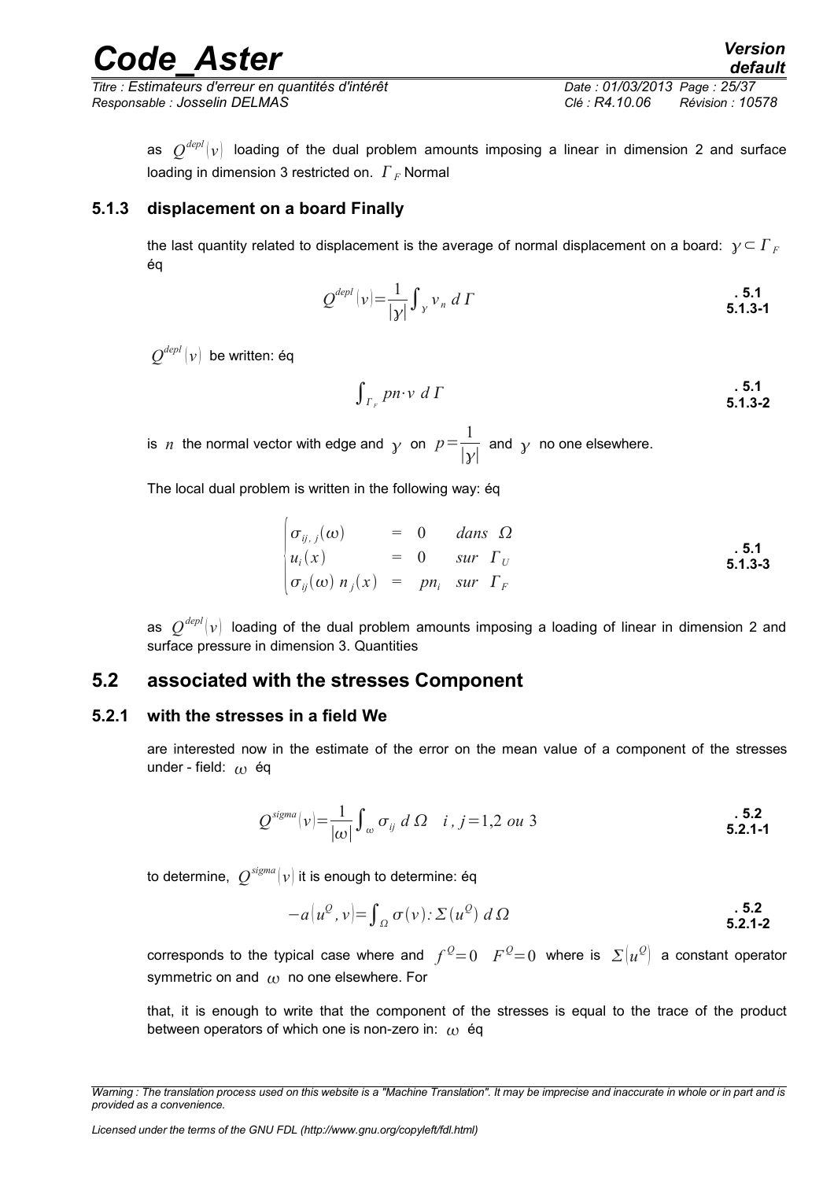as $Q^{depl}(v)$ loading of the dual problem amounts imposing a linear in dimension 2 and surface loading in dimension 3 restricted on. $\Gamma_F$ Normal

### 5.1.3 displacement on a board Finally

the last quantity related to displacement is the average of normal displacement on a board: $\gamma \subset \Gamma_F$ éq

$$Q^{depl}(v) = \frac{1}{|\gamma|} \int_{\gamma} v_n \, d\Gamma \qquad \textbf{. 5.1 5.1.3-1}$$

$Q^{depl}(v)$ be written: éq

$$\int_{\Gamma_F} pn \cdot v \, d\Gamma \qquad \textbf{. 5.1 5.1.3-2}$$

is $n$ the normal vector with edge and $\gamma$ on $p = \dfrac{1}{|\gamma|}$ and $\gamma$ no one elsewhere.

The local dual problem is written in the following way: éq

$$\begin{cases} \sigma_{ij,j}(\omega) & = & 0 & dans \;\; \Omega \\ u_i(x) & = & 0 & sur \;\; \Gamma_U \\ \sigma_{ij}(\omega)\, n_j(x) & = & pn_i & sur \;\; \Gamma_F \end{cases} \qquad \textbf{. 5.1 5.1.3-3}$$

as $Q^{depl}(v)$ loading of the dual problem amounts imposing a loading of linear in dimension 2 and surface pressure in dimension 3. Quantities

## 5.2 associated with the stresses Component

### 5.2.1 with the stresses in a field We

are interested now in the estimate of the error on the mean value of a component of the stresses under - field: $\omega$ éq

$$Q^{sigma}(v) = \frac{1}{|\omega|} \int_{\omega} \sigma_{ij} \, d\Omega \quad i,j=1,2 \;\; ou \;\; 3 \qquad \textbf{. 5.2 5.2.1-1}$$

to determine, $Q^{sigma}(v)$ it is enough to determine: éq

$$-a(u^Q, v) = \int_{\Omega} \sigma(v) : \Sigma(u^Q) \, d\Omega \qquad \textbf{. 5.2 5.2.1-2}$$

corresponds to the typical case where and $f^Q = 0 \quad F^Q = 0$ where is $\Sigma(u^Q)$ a constant operator symmetric on and $\omega$ no one elsewhere. For

that, it is enough to write that the component of the stresses is equal to the trace of the product between operators of which one is non-zero in: $\omega$ éq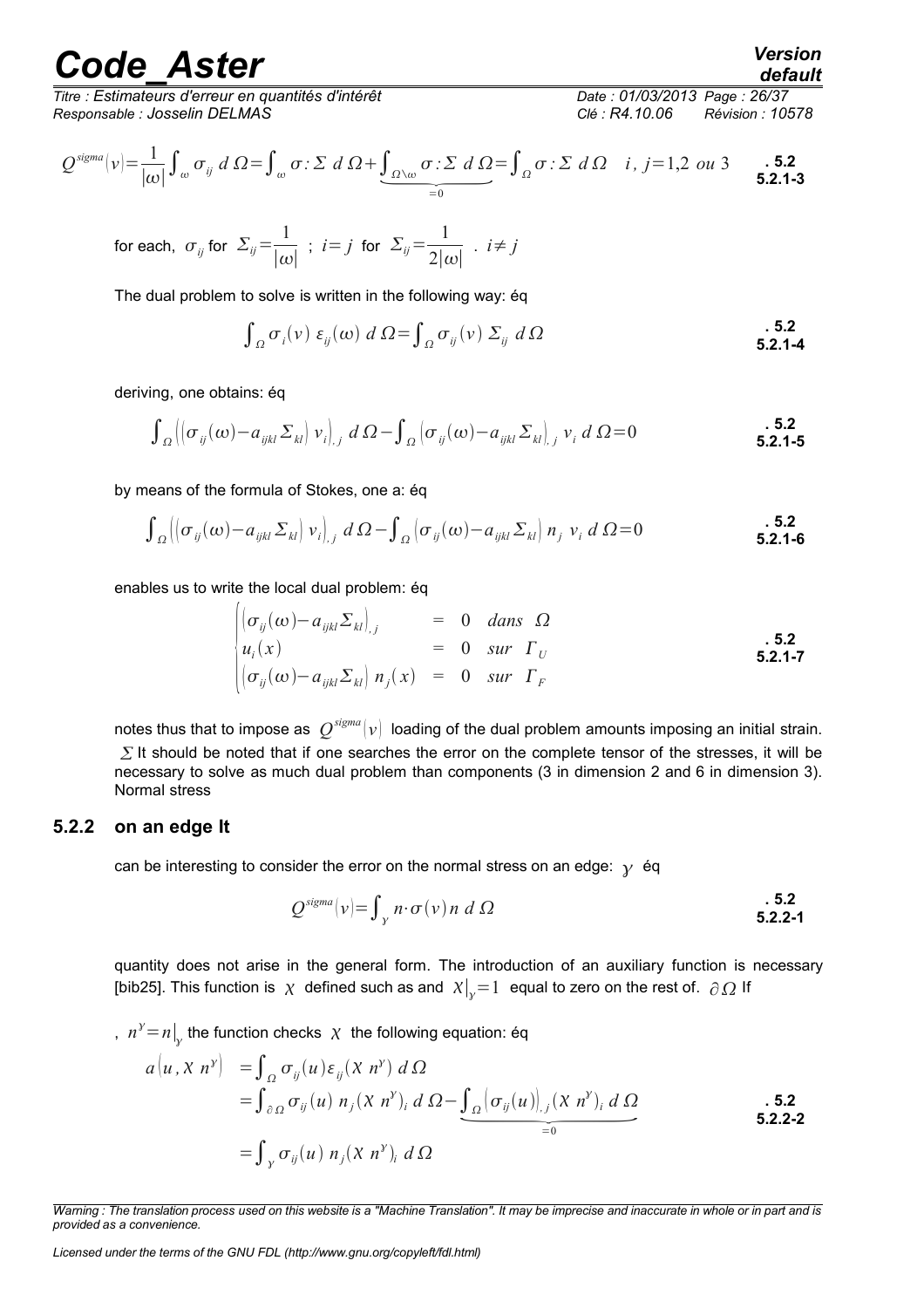$$Q^{sigma}(v)=\frac{1}{|\omega|}\int_{\omega}\sigma_{ij}\,d\,\Omega=\int_{\omega}\sigma:\Sigma\,d\,\Omega+\underbrace{\int_{\Omega\setminus\omega}\sigma:\Sigma\,d\,\Omega}_{=0}=\int_{\Omega}\sigma:\Sigma\,d\,\Omega\quad i,\,j=1{,}2\ ou\ 3 \qquad \textbf{. 5.2 5.2.1-3}$$

for each, $\sigma_{ij}$ for $\Sigma_{ij}=\frac{1}{|\omega|}$ ; $i=j$ for $\Sigma_{ij}=\frac{1}{2|\omega|}$ . $i\neq j$

The dual problem to solve is written in the following way: éq

$$\int_{\Omega}\sigma_i(v)\,\varepsilon_{ij}(\omega)\,d\,\Omega=\int_{\Omega}\sigma_{ij}(v)\,\Sigma_{ij}\,d\,\Omega \qquad \textbf{. 5.2 5.2.1-4}$$

deriving, one obtains: éq

$$\int_{\Omega}\left(\left(\sigma_{ij}(\omega)-a_{ijkl}\Sigma_{kl}\right)v_i\right)_{,j}\,d\,\Omega-\int_{\Omega}\left(\sigma_{ij}(\omega)-a_{ijkl}\Sigma_{kl}\right)_{,j}\,v_i\,d\,\Omega=0 \qquad \textbf{. 5.2 5.2.1-5}$$

by means of the formula of Stokes, one a: éq

$$\int_{\Omega}\left(\left(\sigma_{ij}(\omega)-a_{ijkl}\Sigma_{kl}\right)v_i\right)_{,j}\,d\,\Omega-\int_{\Omega}\left(\sigma_{ij}(\omega)-a_{ijkl}\Sigma_{kl}\right)n_j\,v_i\,d\,\Omega=0 \qquad \textbf{. 5.2 5.2.1-6}$$

enables us to write the local dual problem: éq

$$\begin{cases}\left(\sigma_{ij}(\omega)-a_{ijkl}\Sigma_{kl}\right)_{,j} & = & 0 & dans\ \ \Omega\\ u_i(x) & = & 0 & sur\ \ \Gamma_U\\ \left(\sigma_{ij}(\omega)-a_{ijkl}\Sigma_{kl}\right)n_j(x) & = & 0 & sur\ \ \Gamma_F\end{cases} \qquad \textbf{. 5.2 5.2.1-7}$$

notes thus that to impose as $Q^{sigma}(v)$ loading of the dual problem amounts imposing an initial strain. $\Sigma$ It should be noted that if one searches the error on the complete tensor of the stresses, it will be necessary to solve as much dual problem than components (3 in dimension 2 and 6 in dimension 3). Normal stress

### 5.2.2 on an edge It

can be interesting to consider the error on the normal stress on an edge: $\gamma$ éq

$$Q^{sigma}(v)=\int_{\gamma}n\cdot\sigma(v)\,n\,d\,\Omega \qquad \textbf{. 5.2 5.2.2-1}$$

quantity does not arise in the general form. The introduction of an auxiliary function is necessary [bib25]. This function is $\chi$ defined such as and $X\big|_{\gamma}=1$ equal to zero on the rest of. $\partial\Omega$ If

, $n^{\gamma}=n\big|_{\gamma}$ the function checks $\chi$ the following equation: éq

$$\begin{aligned}a\left(u,X\,n^{\gamma}\right) &=\int_{\Omega}\sigma_{ij}(u)\,\varepsilon_{ij}(X\,n^{\gamma})\,d\,\Omega\\ &=\int_{\partial\Omega}\sigma_{ij}(u)\,n_j(X\,n^{\gamma})_i\,d\,\Omega-\underbrace{\int_{\Omega}\left(\sigma_{ij}(u)\right)_{,j}(X\,n^{\gamma})_i\,d\,\Omega}_{=0}\\ &=\int_{\gamma}\sigma_{ij}(u)\,n_j(X\,n^{\gamma})_i\,d\,\Omega\end{aligned} \qquad \textbf{. 5.2 5.2.2-2}$$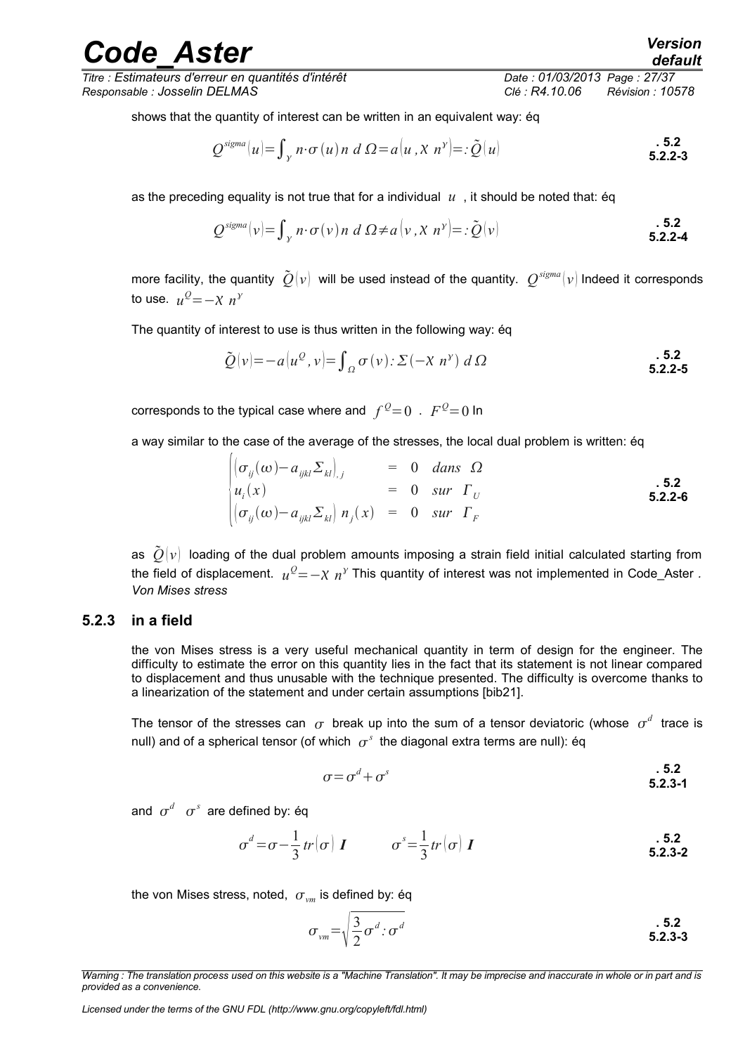shows that the quantity of interest can be written in an equivalent way: éq

$$Q^{sigma}(u)=\int_{\gamma} n\cdot\sigma(u)n\, d\,\Omega=a(u,\chi\, n^{\gamma})=:\tilde{Q}(u) \qquad .5.2\;5.2.2\text{-}3$$

as the preceding equality is not true that for a individual $u$ , it should be noted that: éq

$$Q^{sigma}(v)=\int_{\gamma} n\cdot\sigma(v)n\, d\,\Omega\neq a(v,\chi\, n^{\gamma})=:\tilde{Q}(v) \qquad .5.2\;5.2.2\text{-}4$$

more facility, the quantity $\tilde{Q}(v)$ will be used instead of the quantity. $Q^{sigma}(v)$ Indeed it corresponds to use. $u^{Q}=-\chi\, n^{\gamma}$

The quantity of interest to use is thus written in the following way: éq

$$\tilde{Q}(v)=-a(u^{Q},v)=\int_{\Omega}\sigma(v):\Sigma(-\chi\, n^{\gamma})\, d\,\Omega \qquad .5.2\;5.2.2\text{-}5$$

corresponds to the typical case where and $f^{Q}=0$ . $F^{Q}=0$ In

a way similar to the case of the average of the stresses, the local dual problem is written: éq

$$\begin{cases}\left(\sigma_{ij}(\omega)-a_{ijkl}\Sigma_{kl}\right)_{,j} & = & 0 & dans\ \ \Omega\\ u_i(x) & = & 0 & sur\ \ \Gamma_U\\ \left(\sigma_{ij}(\omega)-a_{ijkl}\Sigma_{kl}\right)n_j(x) & = & 0 & sur\ \ \Gamma_F\end{cases} \qquad .5.2\;5.2.2\text{-}6$$

as $\tilde{Q}(v)$ loading of the dual problem amounts imposing a strain field initial calculated starting from the field of displacement. $u^{Q}=-\chi\, n^{\gamma}$ This quantity of interest was not implemented in Code_Aster . *Von Mises stress*

### 5.2.3 in a field

the von Mises stress is a very useful mechanical quantity in term of design for the engineer. The difficulty to estimate the error on this quantity lies in the fact that its statement is not linear compared to displacement and thus unusable with the technique presented. The difficulty is overcome thanks to a linearization of the statement and under certain assumptions [bib21].

The tensor of the stresses can $\sigma$ break up into the sum of a tensor deviatoric (whose $\sigma^{d}$ trace is null) and of a spherical tensor (of which $\sigma^{s}$ the diagonal extra terms are null): éq

$$\sigma=\sigma^{d}+\sigma^{s} \qquad .5.2\;5.2.3\text{-}1$$

and $\sigma^{d}$ $\sigma^{s}$ are defined by: éq

$$\sigma^{d}=\sigma-\frac{1}{3}tr(\sigma)\,\boldsymbol{I} \qquad \sigma^{s}=\frac{1}{3}tr(\sigma)\,\boldsymbol{I} \qquad .5.2\;5.2.3\text{-}2$$

the von Mises stress, noted, $\sigma_{vm}$ is defined by: éq

$$\sigma_{vm}=\sqrt{\frac{3}{2}\sigma^{d}:\sigma^{d}} \qquad .5.2\;5.2.3\text{-}3$$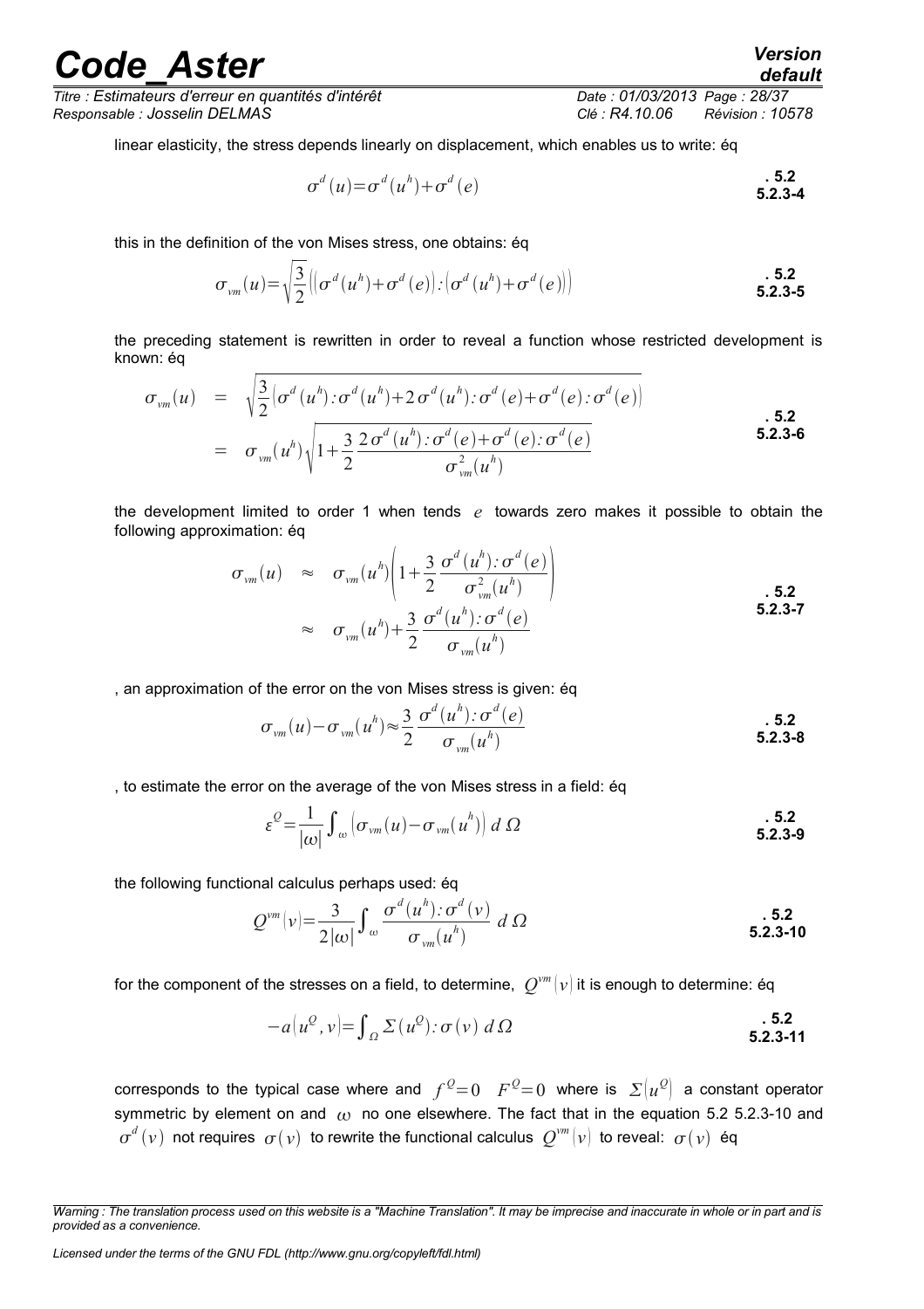linear elasticity, the stress depends linearly on displacement, which enables us to write: éq

$$\sigma^d(u)=\sigma^d(u^h)+\sigma^d(e) \quad . 5.2\ 5.2.3\text{-}4$$

this in the definition of the von Mises stress, one obtains: éq

$$\sigma_{vm}(u)=\sqrt{\frac{3}{2}\left(\left(\sigma^d(u^h)+\sigma^d(e)\right):\left(\sigma^d(u^h)+\sigma^d(e)\right)\right)} \quad . 5.2\ 5.2.3\text{-}5$$

the preceding statement is rewritten in order to reveal a function whose restricted development is known: éq

$$\begin{aligned}\sigma_{vm}(u) &= \sqrt{\frac{3}{2}\left(\sigma^d(u^h):\sigma^d(u^h)+2\,\sigma^d(u^h):\sigma^d(e)+\sigma^d(e):\sigma^d(e)\right)} \\ &= \sigma_{vm}(u^h)\sqrt{1+\frac{3}{2}\frac{2\,\sigma^d(u^h):\sigma^d(e)+\sigma^d(e):\sigma^d(e)}{\sigma^2_{vm}(u^h)}}\end{aligned} \quad . 5.2\ 5.2.3\text{-}6$$

the development limited to order 1 when tends $e$ towards zero makes it possible to obtain the following approximation: éq

$$\begin{aligned}\sigma_{vm}(u) &\approx \sigma_{vm}(u^h)\left(1+\frac{3}{2}\frac{\sigma^d(u^h):\sigma^d(e)}{\sigma^2_{vm}(u^h)}\right) \\ &\approx \sigma_{vm}(u^h)+\frac{3}{2}\frac{\sigma^d(u^h):\sigma^d(e)}{\sigma_{vm}(u^h)}\end{aligned} \quad . 5.2\ 5.2.3\text{-}7$$

, an approximation of the error on the von Mises stress is given: éq

$$\sigma_{vm}(u)-\sigma_{vm}(u^h)\approx\frac{3}{2}\frac{\sigma^d(u^h):\sigma^d(e)}{\sigma_{vm}(u^h)} \quad . 5.2\ 5.2.3\text{-}8$$

, to estimate the error on the average of the von Mises stress in a field: éq

$$\varepsilon^Q=\frac{1}{|\omega|}\int_{\omega}\left(\sigma_{vm}(u)-\sigma_{vm}(u^h)\right)d\,\Omega \quad . 5.2\ 5.2.3\text{-}9$$

the following functional calculus perhaps used: éq

$$Q^{vm}(v)=\frac{3}{2|\omega|}\int_{\omega}\frac{\sigma^d(u^h):\sigma^d(v)}{\sigma_{vm}(u^h)}\,d\,\Omega \quad . 5.2\ 5.2.3\text{-}10$$

for the component of the stresses on a field, to determine, $Q^{vm}(v)$ it is enough to determine: éq

$$-a(u^Q,v)=\int_{\Omega}\Sigma(u^Q):\sigma(v)\,d\,\Omega \quad . 5.2\ 5.2.3\text{-}11$$

corresponds to the typical case where and $f^Q=0$ $F^Q=0$ where is $\Sigma(u^Q)$ a constant operator symmetric by element on and $\omega$ no one elsewhere. The fact that in the equation 5.2 5.2.3-10 and $\sigma^d(v)$ not requires $\sigma(v)$ to rewrite the functional calculus $Q^{vm}(v)$ to reveal: $\sigma(v)$ éq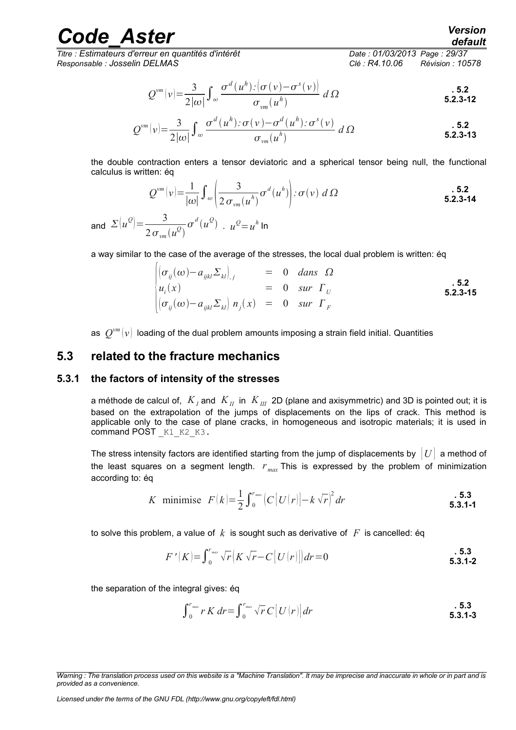$$Q^{vm}(v)=\frac{3}{2|\omega|}\int_{\omega}\frac{\sigma^{d}(u^{h}):(\sigma(v)-\sigma^{s}(v))}{\sigma_{vm}(u^{h})}\,d\Omega \qquad \textbf{. 5.2 5.2.3-12}$$

$$Q^{vm}(v)=\frac{3}{2|\omega|}\int_{\omega}\frac{\sigma^{d}(u^{h}):\sigma(v)-\sigma^{d}(u^{h}):\sigma^{s}(v)}{\sigma_{vm}(u^{h})}\,d\Omega \qquad \textbf{. 5.2 5.2.3-13}$$

the double contraction enters a tensor deviatoric and a spherical tensor being null, the functional calculus is written: éq

$$Q^{vm}(v)=\frac{1}{|\omega|}\int_{\omega}\left(\frac{3}{2\,\sigma_{vm}(u^{h})}\sigma^{d}(u^{h})\right):\sigma(v)\,d\Omega \qquad \textbf{. 5.2 5.2.3-14}$$

and $\Sigma(u^{Q})=\frac{3}{2\,\sigma_{vm}(u^{Q})}\sigma^{d}(u^{Q})$ . $u^{Q}=u^{h}$ In

a way similar to the case of the average of the stresses, the local dual problem is written: éq

$$\begin{cases}\left(\sigma_{ij}(\omega)-a_{ijkl}\Sigma_{kl}\right)_{,j} & = & 0 & dans\ \Omega\\ u_{i}(x) & = & 0 & sur\ \Gamma_{U}\\ \left(\sigma_{ij}(\omega)-a_{ijkl}\Sigma_{kl}\right)n_{j}(x) & = & 0 & sur\ \Gamma_{F}\end{cases} \qquad \textbf{. 5.2 5.2.3-15}$$

as $Q^{vm}(v)$ loading of the dual problem amounts imposing a strain field initial. Quantities

## 5.3 related to the fracture mechanics

### 5.3.1 the factors of intensity of the stresses

a méthode de calcul of, $K_{I}$ and $K_{II}$ in $K_{III}$ 2D (plane and axisymmetric) and 3D is pointed out; it is based on the extrapolation of the jumps of displacements on the lips of crack. This method is applicable only to the case of plane cracks, in homogeneous and isotropic materials; it is used in command POST _K1_K2_K3.

The stress intensity factors are identified starting from the jump of displacements by $[U]$ a method of the least squares on a segment length. $r_{max}$ This is expressed by the problem of minimization according to: éq

$$K\ \text{minimise}\ \ F(k)=\frac{1}{2}\int_{0}^{r_{max}}\left(C[U(r)]-k\sqrt{r}\right)^{2}dr \qquad \textbf{. 5.3 5.3.1-1}$$

to solve this problem, a value of $k$ is sought such as derivative of $F$ is cancelled: éq

$$F'(K)=\int_{0}^{r_{max}}\sqrt{r}\left(K\sqrt{r}-C[U(r)]\right)dr=0 \qquad \textbf{. 5.3 5.3.1-2}$$

the separation of the integral gives: éq

$$\int_{0}^{r_{max}}r\,K\,dr=\int_{0}^{r_{max}}\sqrt{r}\,C[U(r)]\,dr \qquad \textbf{. 5.3 5.3.1-3}$$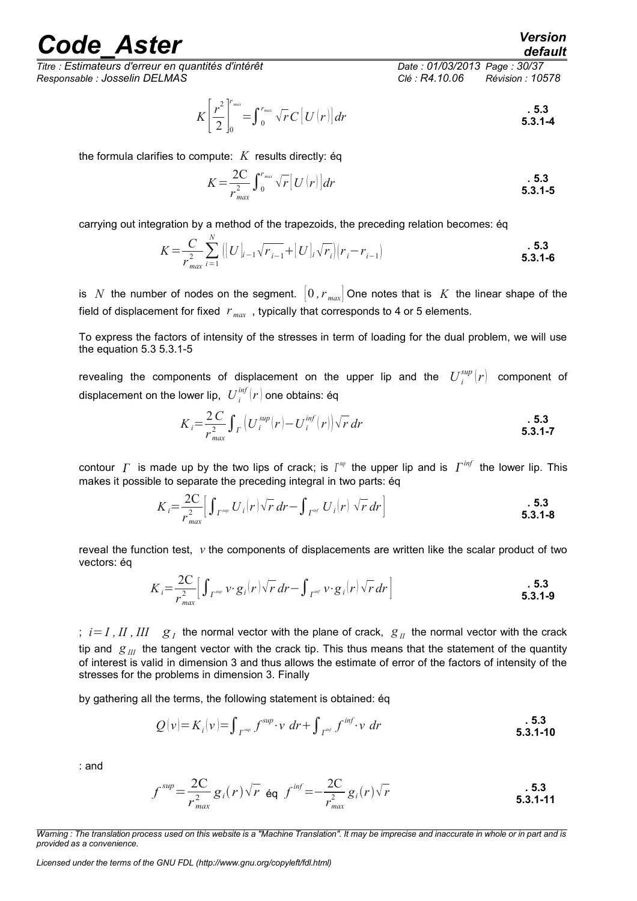$$K\left[\frac{r^2}{2}\right]_0^{r_{max}}=\int_0^{r_{max}}\sqrt{r}\,C\left[U(r)\right]dr \qquad . 5.3\ 5.3.1\text{-}4$$

the formula clarifies to compute: $K$ results directly: éq

$$K=\frac{2C}{r_{max}^2}\int_0^{r_{max}}\sqrt{r}\left[U(r)\right]dr \qquad . 5.3\ 5.3.1\text{-}5$$

carrying out integration by a method of the trapezoids, the preceding relation becomes: éq

$$K=\frac{C}{r_{max}^2}\sum_{i=1}^{N}\left(\left[U\right]_{i-1}\sqrt{r_{i-1}}+\left[U\right]_i\sqrt{r_i}\right)\left(r_i-r_{i-1}\right) \qquad . 5.3\ 5.3.1\text{-}6$$

is $N$ the number of nodes on the segment. $\left[0,r_{max}\right]$ One notes that is $K$ the linear shape of the field of displacement for fixed $r_{max}$ , typically that corresponds to 4 or 5 elements.

To express the factors of intensity of the stresses in term of loading for the dual problem, we will use the equation 5.3 5.3.1-5

revealing the components of displacement on the upper lip and the $U_i^{sup}(r)$ component of displacement on the lower lip, $U_i^{inf}(r)$ one obtains: éq

$$K_i=\frac{2\,C}{r_{max}^2}\int_{\Gamma}\left(U_i^{sup}(r)-U_i^{inf}(r)\right)\sqrt{r}\,dr \qquad . 5.3\ 5.3.1\text{-}7$$

contour $\Gamma$ is made up by the two lips of crack; is $\Gamma^{sup}$ the upper lip and is $\Gamma^{inf}$ the lower lip. This makes it possible to separate the preceding integral in two parts: éq

$$K_i=\frac{2C}{r_{max}^2}\left[\int_{\Gamma^{sup}}U_i(r)\sqrt{r}\,dr-\int_{\Gamma^{inf}}U_i(r)\,\sqrt{r}\,dr\right] \qquad . 5.3\ 5.3.1\text{-}8$$

reveal the function test, $v$ the components of displacements are written like the scalar product of two vectors: éq

$$K_i=\frac{2C}{r_{max}^2}\left[\int_{\Gamma^{sup}}v\cdot g_i(r)\sqrt{r}\,dr-\int_{\Gamma^{inf}}v\cdot g_i(r)\sqrt{r}\,dr\right] \qquad . 5.3\ 5.3.1\text{-}9$$

; $i=I,II,III$ $g_I$ the normal vector with the plane of crack, $g_{II}$ the normal vector with the crack tip and $g_{III}$ the tangent vector with the crack tip. This thus means that the statement of the quantity of interest is valid in dimension 3 and thus allows the estimate of error of the factors of intensity of the stresses for the problems in dimension 3. Finally

by gathering all the terms, the following statement is obtained: éq

$$Q(v)=K_i(v)=\int_{\Gamma^{sup}}f^{sup}\cdot v\ dr+\int_{\Gamma^{inf}}f^{inf}\cdot v\ dr \qquad . 5.3\ 5.3.1\text{-}10$$

: and

$$f^{sup}=\frac{2C}{r_{max}^2}g_i(r)\sqrt{r}\ \text{éq}\ f^{inf}=-\frac{2C}{r_{max}^2}g_i(r)\sqrt{r} \qquad . 5.3\ 5.3.1\text{-}11$$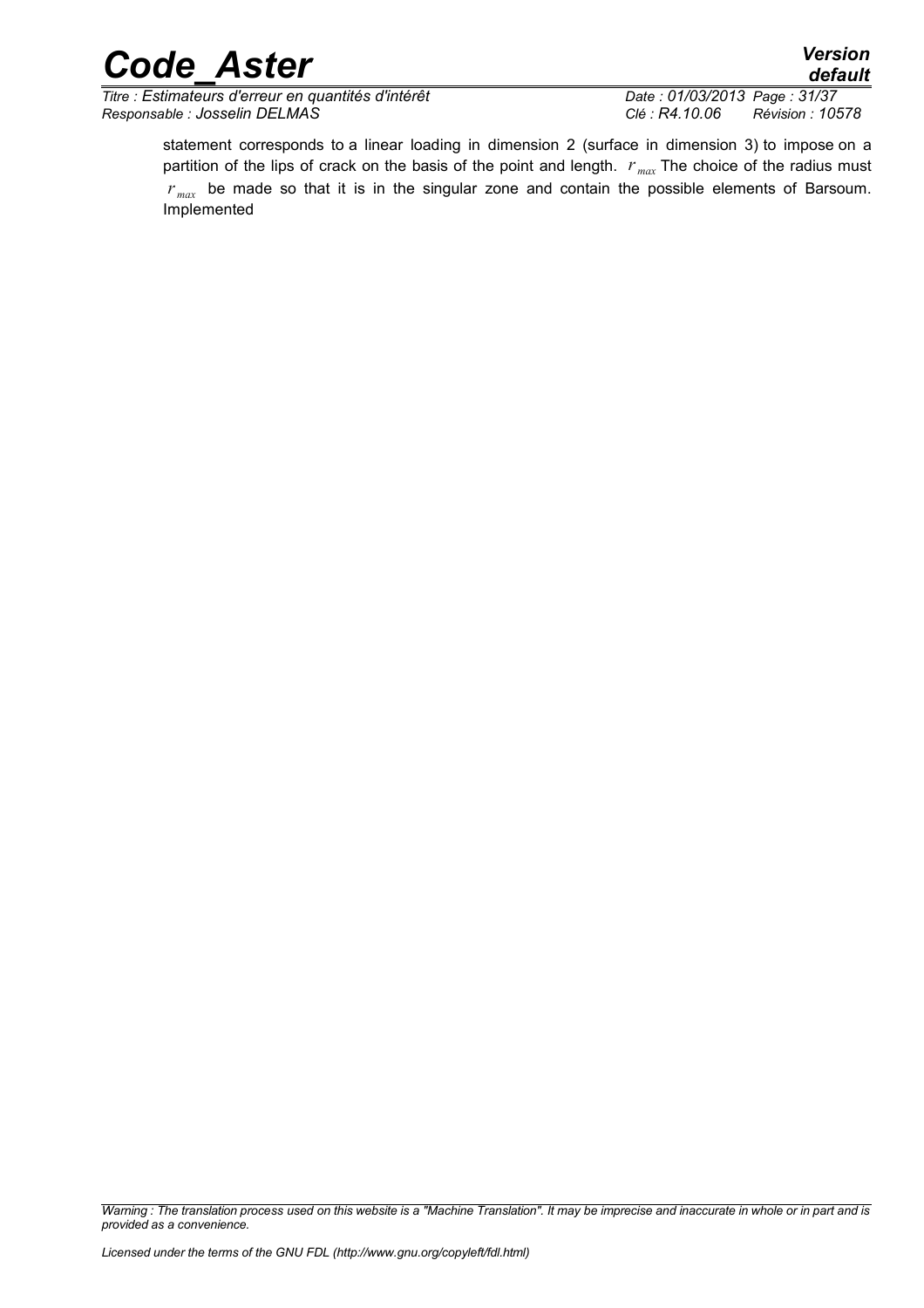statement corresponds to a linear loading in dimension 2 (surface in dimension 3) to impose on a partition of the lips of crack on the basis of the point and length. $r_{max}$ The choice of the radius must $r_{max}$ be made so that it is in the singular zone and contain the possible elements of Barsoum. Implemented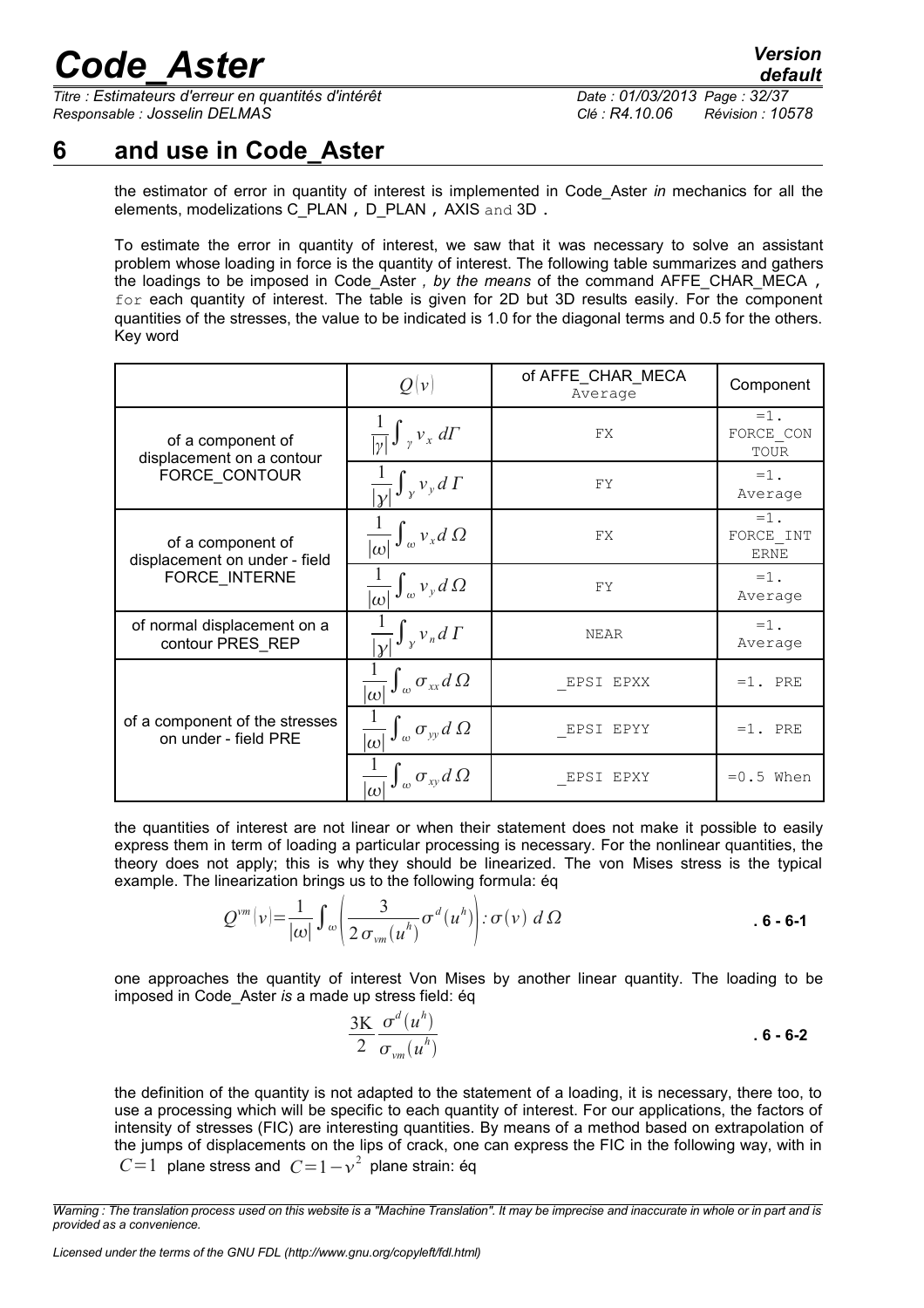# 6 and use in Code_Aster

the estimator of error in quantity of interest is implemented in Code_Aster *in* mechanics for all the elements, modelizations C_PLAN , D_PLAN , AXIS and 3D .

To estimate the error in quantity of interest, we saw that it was necessary to solve an assistant problem whose loading in force is the quantity of interest. The following table summarizes and gathers the loadings to be imposed in Code_Aster *, by the means* of the command AFFE_CHAR_MECA , for each quantity of interest. The table is given for 2D but 3D results easily. For the component quantities of the stresses, the value to be indicated is 1.0 for the diagonal terms and 0.5 for the others. Key word

| | $Q(v)$ | of AFFE_CHAR_MECA Average | Component |
|---|---|---|---|
| of a component of displacement on a contour FORCE_CONTOUR | $\frac{1}{\lvert\gamma\rvert}\int_{\gamma} v_x \, d\Gamma$ | FX | =1. FORCE_CONTOUR |
| | $\frac{1}{\lvert\gamma\rvert}\int_{\gamma} v_y \, d\Gamma$ | FY | =1. Average |
| of a component of displacement on under - field FORCE_INTERNE | $\frac{1}{\lvert\omega\rvert}\int_{\omega} v_x \, d\Omega$ | FX | =1. FORCE_INTERNE |
| | $\frac{1}{\lvert\omega\rvert}\int_{\omega} v_y \, d\Omega$ | FY | =1. Average |
| of normal displacement on a contour PRES_REP | $\frac{1}{\lvert\gamma\rvert}\int_{\gamma} v_n \, d\Gamma$ | NEAR | =1. Average |
| of a component of the stresses on under - field PRE | $\frac{1}{\lvert\omega\rvert}\int_{\omega} \sigma_{xx} \, d\Omega$ | _EPSI EPXX | =1. PRE |
| | $\frac{1}{\lvert\omega\rvert}\int_{\omega} \sigma_{yy} \, d\Omega$ | _EPSI EPYY | =1. PRE |
| | $\frac{1}{\lvert\omega\rvert}\int_{\omega} \sigma_{xy} \, d\Omega$ | _EPSI EPXY | =0.5 When |

the quantities of interest are not linear or when their statement does not make it possible to easily express them in term of loading a particular processing is necessary. For the nonlinear quantities, the theory does not apply; this is why they should be linearized. The von Mises stress is the typical example. The linearization brings us to the following formula: éq

$$Q^{vm}(v) = \frac{1}{\lvert\omega\rvert}\int_{\omega}\left(\frac{3}{2\,\sigma_{vm}(u^h)}\sigma^d(u^h)\right):\sigma(v)\; d\Omega \qquad \text{. 6 - 6-1}$$

one approaches the quantity of interest Von Mises by another linear quantity. The loading to be imposed in Code_Aster *is* a made up stress field: éq

$$\frac{3K}{2}\frac{\sigma^d(u^h)}{\sigma_{vm}(u^h)} \qquad \text{. 6 - 6-2}$$

the definition of the quantity is not adapted to the statement of a loading, it is necessary, there too, to use a processing which will be specific to each quantity of interest. For our applications, the factors of intensity of stresses (FIC) are interesting quantities. By means of a method based on extrapolation of the jumps of displacements on the lips of crack, one can express the FIC in the following way, with in $C=1$ plane stress and $C=1-\nu^2$ plane strain: éq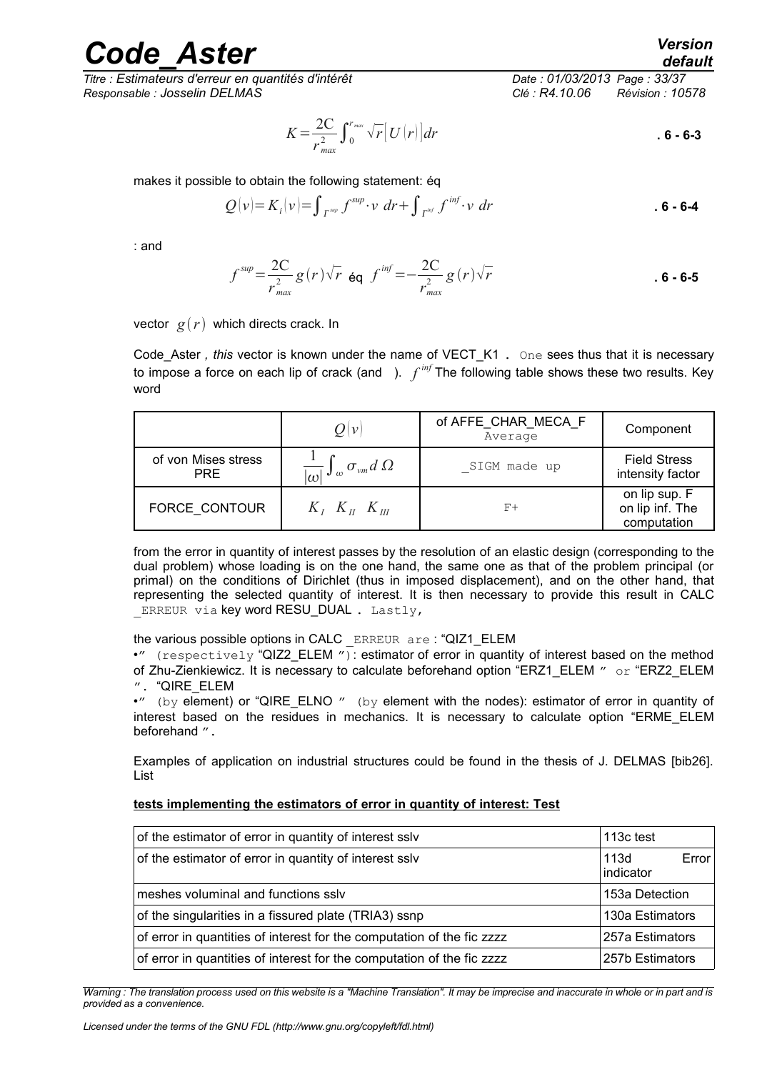$$K = \frac{2C}{r_{max}^2} \int_0^{r_{max}} \sqrt{r} \left[ U(r) \right] dr \qquad \mathbf{. 6 - 6\text{-}3}$$

makes it possible to obtain the following statement: éq

$$Q(v) = K_i(v) = \int_{\Gamma^{sup}} f^{sup} \cdot v \; dr + \int_{\Gamma^{inf}} f^{inf} \cdot v \; dr \qquad \mathbf{. 6 - 6\text{-}4}$$

: and

$$f^{sup} = \frac{2C}{r_{max}^2} g(r) \sqrt{r} \;\; \text{éq} \;\; f^{inf} = -\frac{2C}{r_{max}^2} g(r) \sqrt{r} \qquad \mathbf{. 6 - 6\text{-}5}$$

vector $g(r)$ which directs crack. In

Code_Aster *, this* vector is known under the name of VECT_K1 . One sees thus that it is necessary to impose a force on each lip of crack (and ). $f^{inf}$ The following table shows these two results. Key word

| | $Q(v)$ | of AFFE_CHAR_MECA_F Average | Component |
|---|---|---|---|
| of von Mises stress PRE | $\frac{1}{\lvert\omega\rvert} \int_{\omega} \sigma_{vm} d\,\Omega$ | _SIGM made up | Field Stress intensity factor |
| FORCE_CONTOUR | $K_I \;\; K_{II} \;\; K_{III}$ | F+ | on lip sup. F on lip inf. The computation |

from the error in quantity of interest passes by the resolution of an elastic design (corresponding to the dual problem) whose loading is on the one hand, the same one as that of the problem principal (or primal) on the conditions of Dirichlet (thus in imposed displacement), and on the other hand, that representing the selected quantity of interest. It is then necessary to provide this result in CALC _ERREUR via key word RESU_DUAL . Lastly,

the various possible options in CALC _ERREUR are : "QIZ1_ELEM

•" (respectively "QIZ2_ELEM "): estimator of error in quantity of interest based on the method of Zhu-Zienkiewicz. It is necessary to calculate beforehand option "ERZ1_ELEM " or "ERZ2_ELEM ". "QIRE_ELEM

•" (by element) or "QIRE_ELNO " (by element with the nodes): estimator of error in quantity of interest based on the residues in mechanics. It is necessary to calculate option "ERME_ELEM beforehand ".

Examples of application on industrial structures could be found in the thesis of J. DELMAS [bib26]. List

**tests implementing the estimators of error in quantity of interest: Test**

| | |
|---|---|
| of the estimator of error in quantity of interest sslv | 113c test |
| of the estimator of error in quantity of interest sslv | 113d Error indicator |
| meshes voluminal and functions sslv | 153a Detection |
| of the singularities in a fissured plate (TRIA3) ssnp | 130a Estimators |
| of error in quantities of interest for the computation of the fic zzzz | 257a Estimators |
| of error in quantities of interest for the computation of the fic zzzz | 257b Estimators |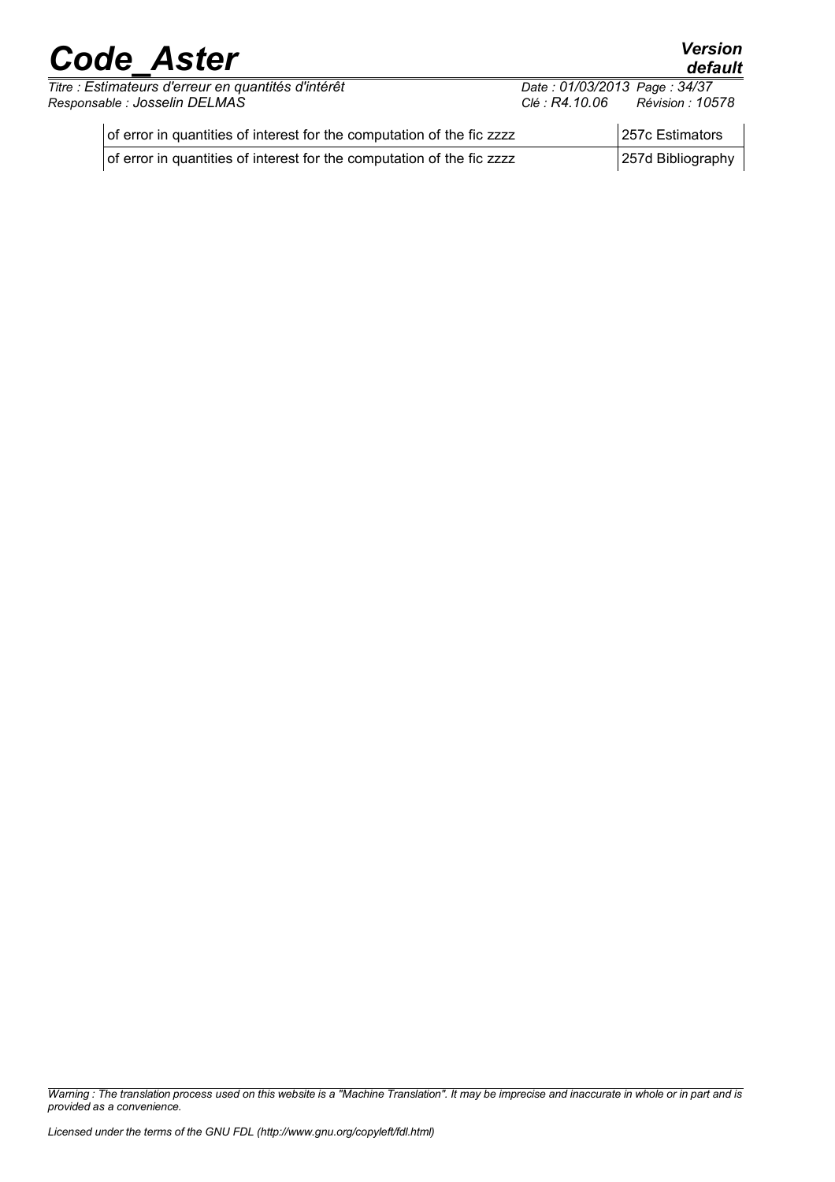| | |
|---|---|
| of error in quantities of interest for the computation of the fic zzzz | 257c Estimators |
| of error in quantities of interest for the computation of the fic zzzz | 257d Bibliography |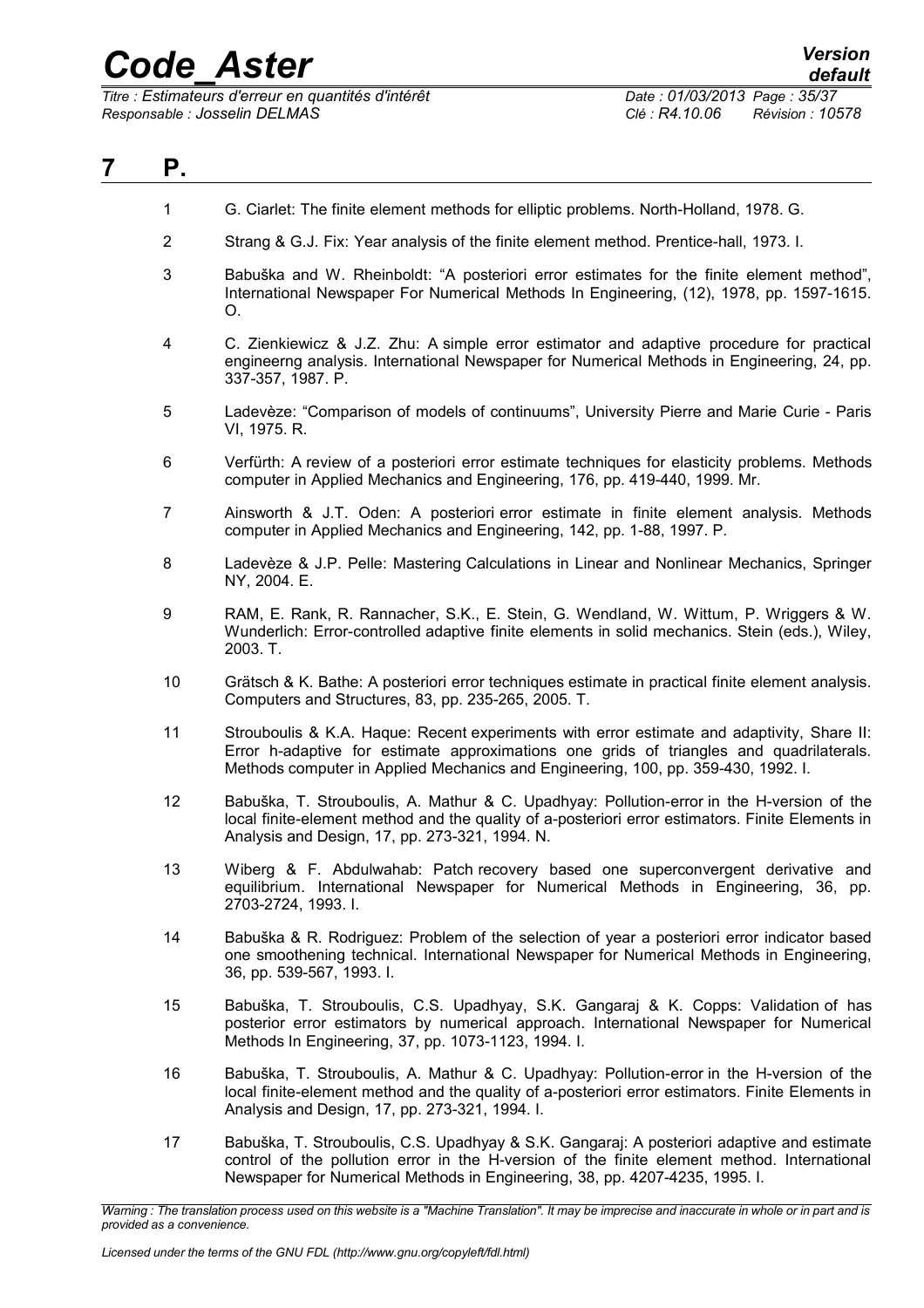# 7 P.

1. G. Ciarlet: The finite element methods for elliptic problems. North-Holland, 1978. G.
2. Strang & G.J. Fix: Year analysis of the finite element method. Prentice-hall, 1973. I.
3. Babuška and W. Rheinboldt: "A posteriori error estimates for the finite element method", International Newspaper For Numerical Methods In Engineering, (12), 1978, pp. 1597-1615. O.
4. C. Zienkiewicz & J.Z. Zhu: A simple error estimator and adaptive procedure for practical engineerng analysis. International Newspaper for Numerical Methods in Engineering, 24, pp. 337-357, 1987. P.
5. Ladevèze: "Comparison of models of continuums", University Pierre and Marie Curie - Paris VI, 1975. R.
6. Verfürth: A review of a posteriori error estimate techniques for elasticity problems. Methods computer in Applied Mechanics and Engineering, 176, pp. 419-440, 1999. Mr.
7. Ainsworth & J.T. Oden: A posteriori error estimate in finite element analysis. Methods computer in Applied Mechanics and Engineering, 142, pp. 1-88, 1997. P.
8. Ladevèze & J.P. Pelle: Mastering Calculations in Linear and Nonlinear Mechanics, Springer NY, 2004. E.
9. RAM, E. Rank, R. Rannacher, S.K., E. Stein, G. Wendland, W. Wittum, P. Wriggers & W. Wunderlich: Error-controlled adaptive finite elements in solid mechanics. Stein (eds.), Wiley, 2003. T.
10. Grätsch & K. Bathe: A posteriori error techniques estimate in practical finite element analysis. Computers and Structures, 83, pp. 235-265, 2005. T.
11. Strouboulis & K.A. Haque: Recent experiments with error estimate and adaptivity, Share II: Error h-adaptive for estimate approximations one grids of triangles and quadrilaterals. Methods computer in Applied Mechanics and Engineering, 100, pp. 359-430, 1992. I.
12. Babuška, T. Strouboulis, A. Mathur & C. Upadhyay: Pollution-error in the H-version of the local finite-element method and the quality of a-posteriori error estimators. Finite Elements in Analysis and Design, 17, pp. 273-321, 1994. N.
13. Wiberg & F. Abdulwahab: Patch recovery based one superconvergent derivative and equilibrium. International Newspaper for Numerical Methods in Engineering, 36, pp. 2703-2724, 1993. I.
14. Babuška & R. Rodriguez: Problem of the selection of year a posteriori error indicator based one smoothening technical. International Newspaper for Numerical Methods in Engineering, 36, pp. 539-567, 1993. I.
15. Babuška, T. Strouboulis, C.S. Upadhyay, S.K. Gangaraj & K. Copps: Validation of has posterior error estimators by numerical approach. International Newspaper for Numerical Methods In Engineering, 37, pp. 1073-1123, 1994. I.
16. Babuška, T. Strouboulis, A. Mathur & C. Upadhyay: Pollution-error in the H-version of the local finite-element method and the quality of a-posteriori error estimators. Finite Elements in Analysis and Design, 17, pp. 273-321, 1994. I.
17. Babuška, T. Strouboulis, C.S. Upadhyay & S.K. Gangaraj: A posteriori adaptive and estimate control of the pollution error in the H-version of the finite element method. International Newspaper for Numerical Methods in Engineering, 38, pp. 4207-4235, 1995. I.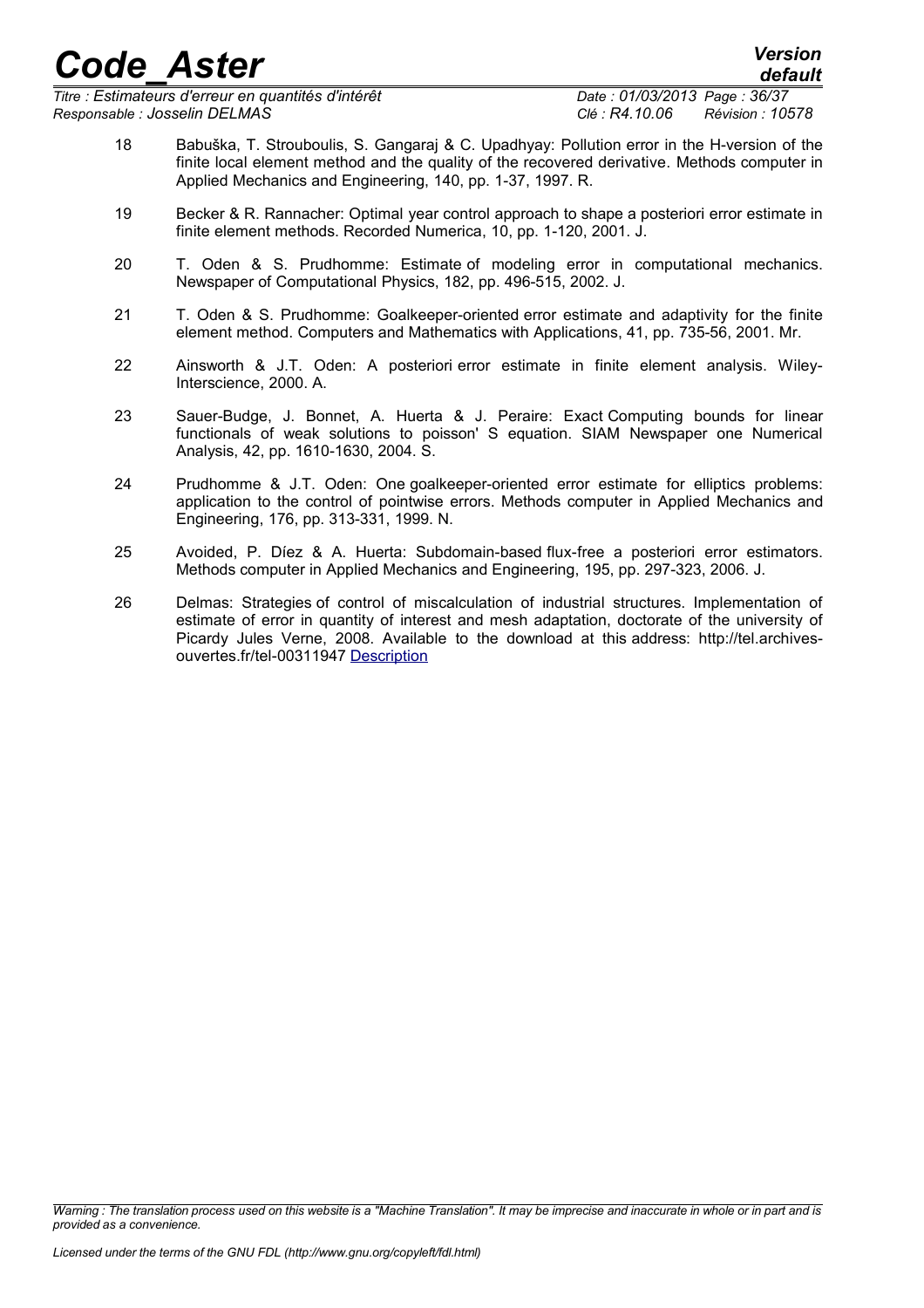18 Babuška, T. Strouboulis, S. Gangaraj & C. Upadhyay: Pollution error in the H-version of the finite local element method and the quality of the recovered derivative. Methods computer in Applied Mechanics and Engineering, 140, pp. 1-37, 1997. R.

19 Becker & R. Rannacher: Optimal year control approach to shape a posteriori error estimate in finite element methods. Recorded Numerica, 10, pp. 1-120, 2001. J.

20 T. Oden & S. Prudhomme: Estimate of modeling error in computational mechanics. Newspaper of Computational Physics, 182, pp. 496-515, 2002. J.

21 T. Oden & S. Prudhomme: Goalkeeper-oriented error estimate and adaptivity for the finite element method. Computers and Mathematics with Applications, 41, pp. 735-56, 2001. Mr.

22 Ainsworth & J.T. Oden: A posteriori error estimate in finite element analysis. Wiley-Interscience, 2000. A.

23 Sauer-Budge, J. Bonnet, A. Huerta & J. Peraire: Exact Computing bounds for linear functionals of weak solutions to poisson' S equation. SIAM Newspaper one Numerical Analysis, 42, pp. 1610-1630, 2004. S.

24 Prudhomme & J.T. Oden: One goalkeeper-oriented error estimate for elliptics problems: application to the control of pointwise errors. Methods computer in Applied Mechanics and Engineering, 176, pp. 313-331, 1999. N.

25 Avoided, P. Díez & A. Huerta: Subdomain-based flux-free a posteriori error estimators. Methods computer in Applied Mechanics and Engineering, 195, pp. 297-323, 2006. J.

26 Delmas: Strategies of control of miscalculation of industrial structures. Implementation of estimate of error in quantity of interest and mesh adaptation, doctorate of the university of Picardy Jules Verne, 2008. Available to the download at this address: http://tel.archives-ouvertes.fr/tel-00311947 Description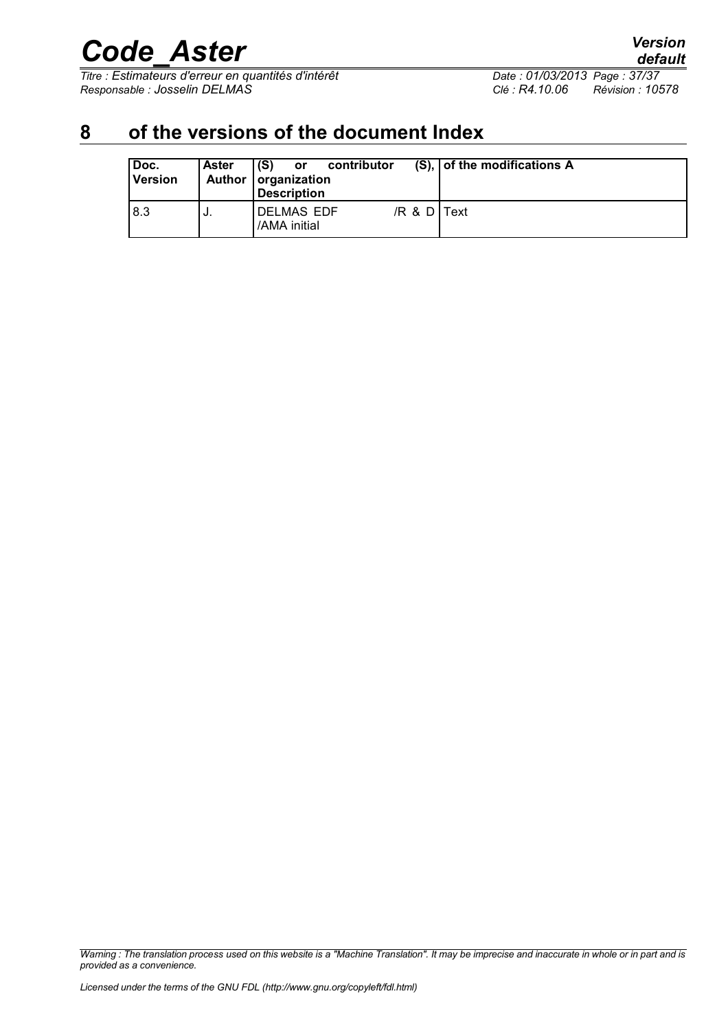## 8 of the versions of the document Index

| Doc. Version | Aster Author | (S) or contributor (S), organization Description | of the modifications A |
|---|---|---|---|
| 8.3 | J. | DELMAS EDF /R & D /AMA initial | Text |